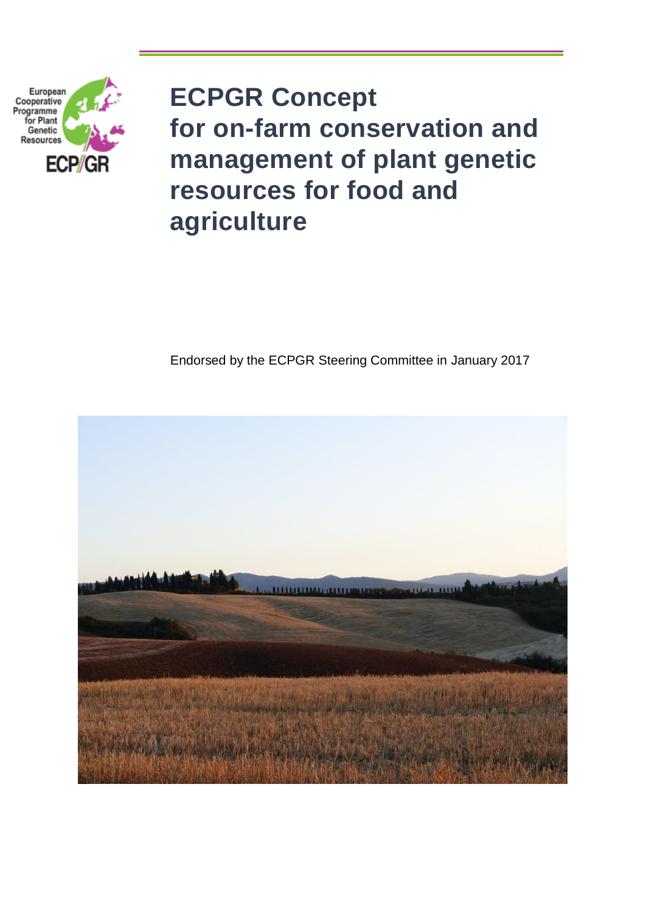European Cooperative Programme for Plant Genetic Resources

ECP/GR

# ECPGR Concept for on-farm conservation and management of plant genetic resources for food and agriculture

Endorsed by the ECPGR Steering Committee in January 2017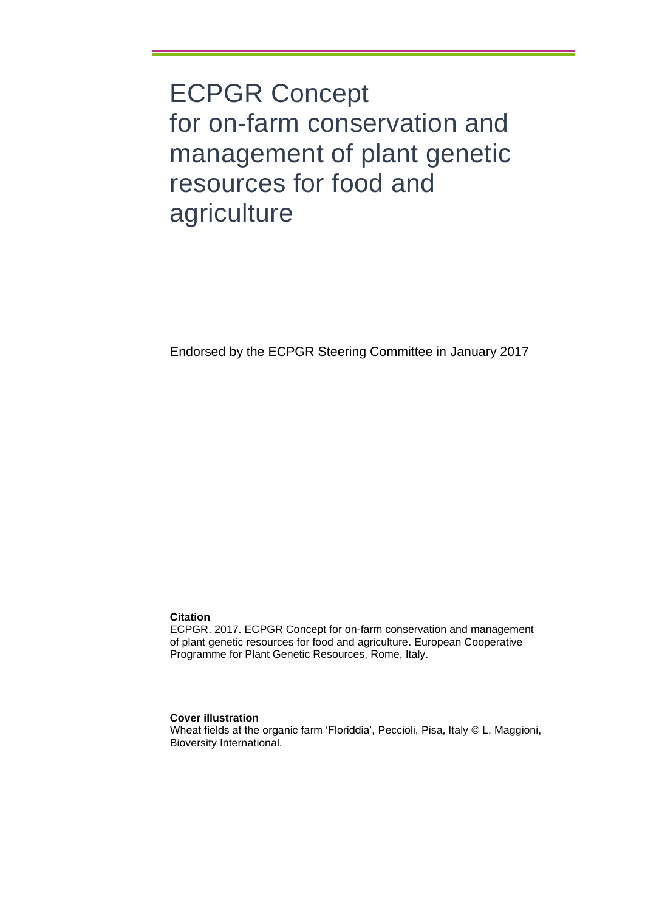# ECPGR Concept for on-farm conservation and management of plant genetic resources for food and agriculture

Endorsed by the ECPGR Steering Committee in January 2017

**Citation**
ECPGR. 2017. ECPGR Concept for on-farm conservation and management of plant genetic resources for food and agriculture. European Cooperative Programme for Plant Genetic Resources, Rome, Italy.

**Cover illustration**
Wheat fields at the organic farm 'Floriddia', Peccioli, Pisa, Italy © L. Maggioni, Bioversity International.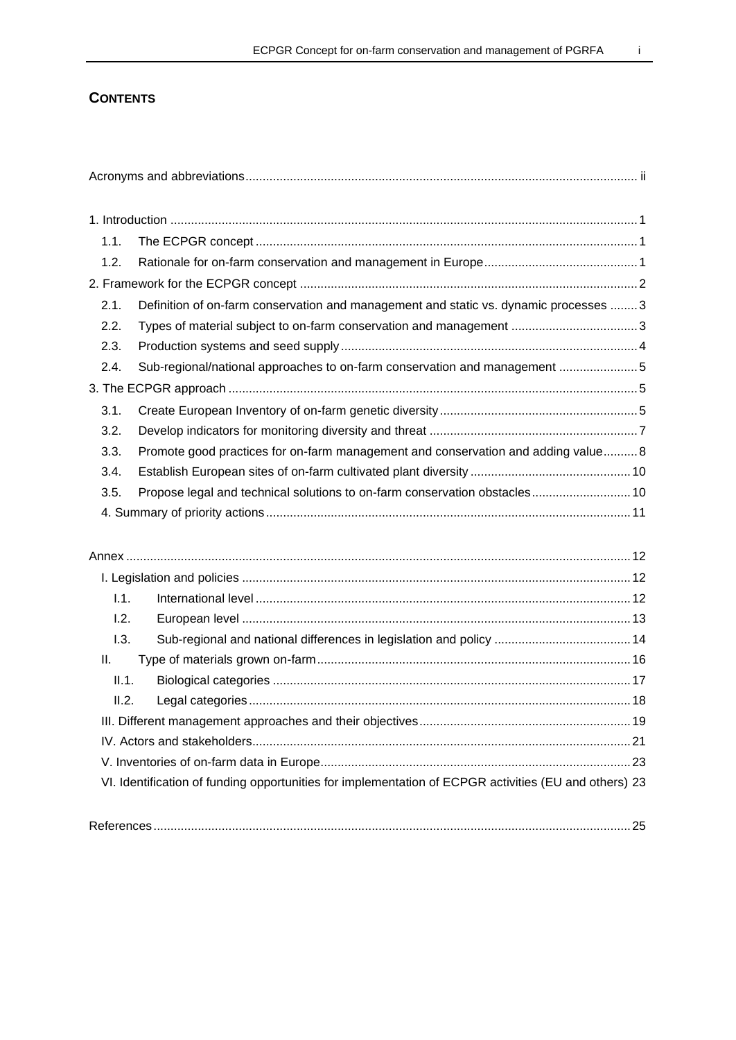## CONTENTS

Acronyms and abbreviations ..... ii

1. Introduction ..... 1
   - 1.1. The ECPGR concept ..... 1
   - 1.2. Rationale for on-farm conservation and management in Europe ..... 1
2. Framework for the ECPGR concept ..... 2
   - 2.1. Definition of on-farm conservation and management and static vs. dynamic processes ..... 3
   - 2.2. Types of material subject to on-farm conservation and management ..... 3
   - 2.3. Production systems and seed supply ..... 4
   - 2.4. Sub-regional/national approaches to on-farm conservation and management ..... 5
3. The ECPGR approach ..... 5
   - 3.1. Create European Inventory of on-farm genetic diversity ..... 5
   - 3.2. Develop indicators for monitoring diversity and threat ..... 7
   - 3.3. Promote good practices for on-farm management and conservation and adding value ..... 8
   - 3.4. Establish European sites of on-farm cultivated plant diversity ..... 10
   - 3.5. Propose legal and technical solutions to on-farm conservation obstacles ..... 10
   - 4. Summary of priority actions ..... 11

Annex ..... 12
- I. Legislation and policies ..... 12
  - I.1. International level ..... 12
  - I.2. European level ..... 13
  - I.3. Sub-regional and national differences in legislation and policy ..... 14
- II. Type of materials grown on-farm ..... 16
  - II.1. Biological categories ..... 17
  - II.2. Legal categories ..... 18
- III. Different management approaches and their objectives ..... 19
- IV. Actors and stakeholders ..... 21
- V. Inventories of on-farm data in Europe ..... 23
- VI. Identification of funding opportunities for implementation of ECPGR activities (EU and others) 23

References ..... 25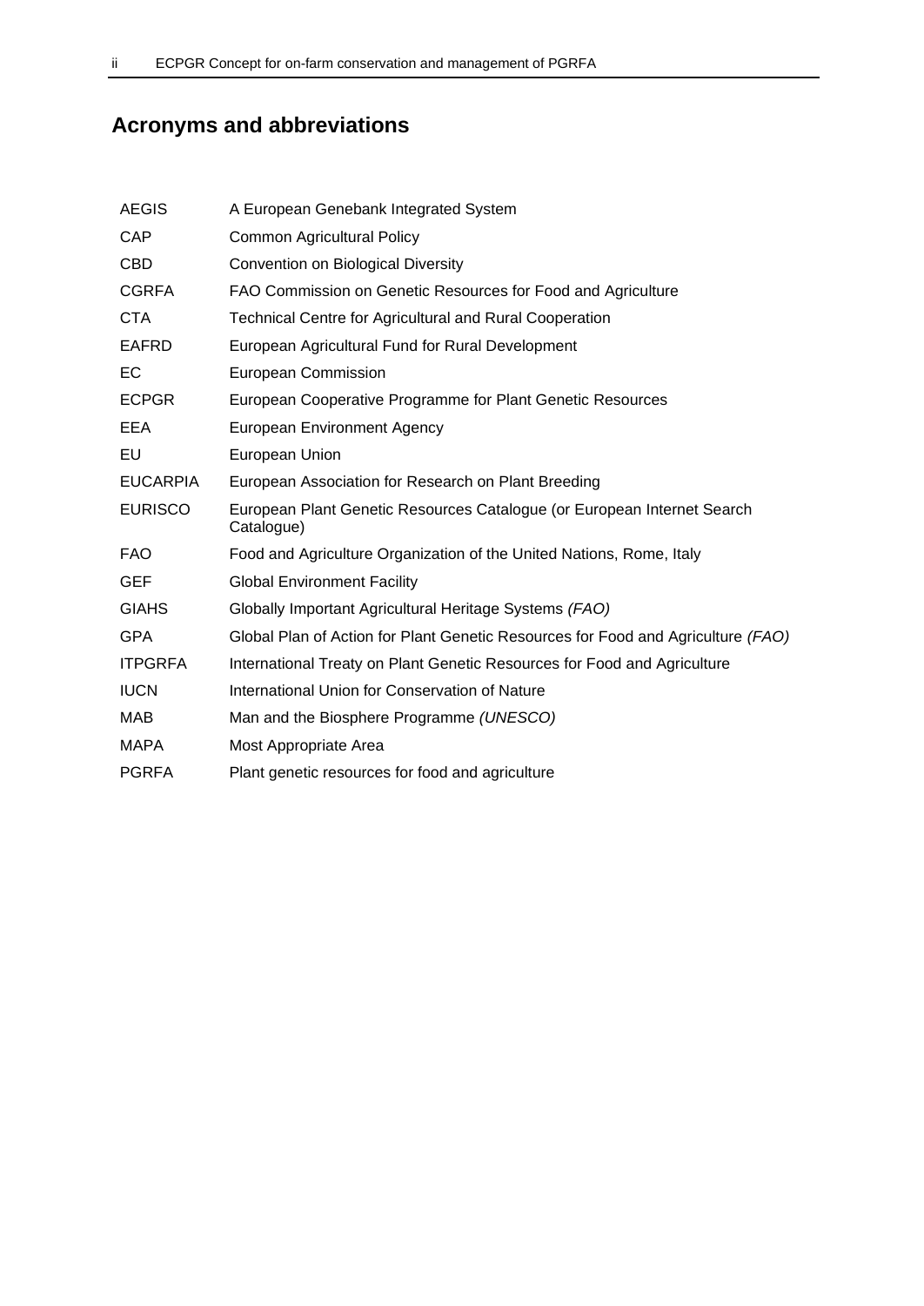## Acronyms and abbreviations

| | |
|---|---|
| AEGIS | A European Genebank Integrated System |
| CAP | Common Agricultural Policy |
| CBD | Convention on Biological Diversity |
| CGRFA | FAO Commission on Genetic Resources for Food and Agriculture |
| CTA | Technical Centre for Agricultural and Rural Cooperation |
| EAFRD | European Agricultural Fund for Rural Development |
| EC | European Commission |
| ECPGR | European Cooperative Programme for Plant Genetic Resources |
| EEA | European Environment Agency |
| EU | European Union |
| EUCARPIA | European Association for Research on Plant Breeding |
| EURISCO | European Plant Genetic Resources Catalogue (or European Internet Search Catalogue) |
| FAO | Food and Agriculture Organization of the United Nations, Rome, Italy |
| GEF | Global Environment Facility |
| GIAHS | Globally Important Agricultural Heritage Systems *(FAO)* |
| GPA | Global Plan of Action for Plant Genetic Resources for Food and Agriculture *(FAO)* |
| ITPGRFA | International Treaty on Plant Genetic Resources for Food and Agriculture |
| IUCN | International Union for Conservation of Nature |
| MAB | Man and the Biosphere Programme *(UNESCO)* |
| MAPA | Most Appropriate Area |
| PGRFA | Plant genetic resources for food and agriculture |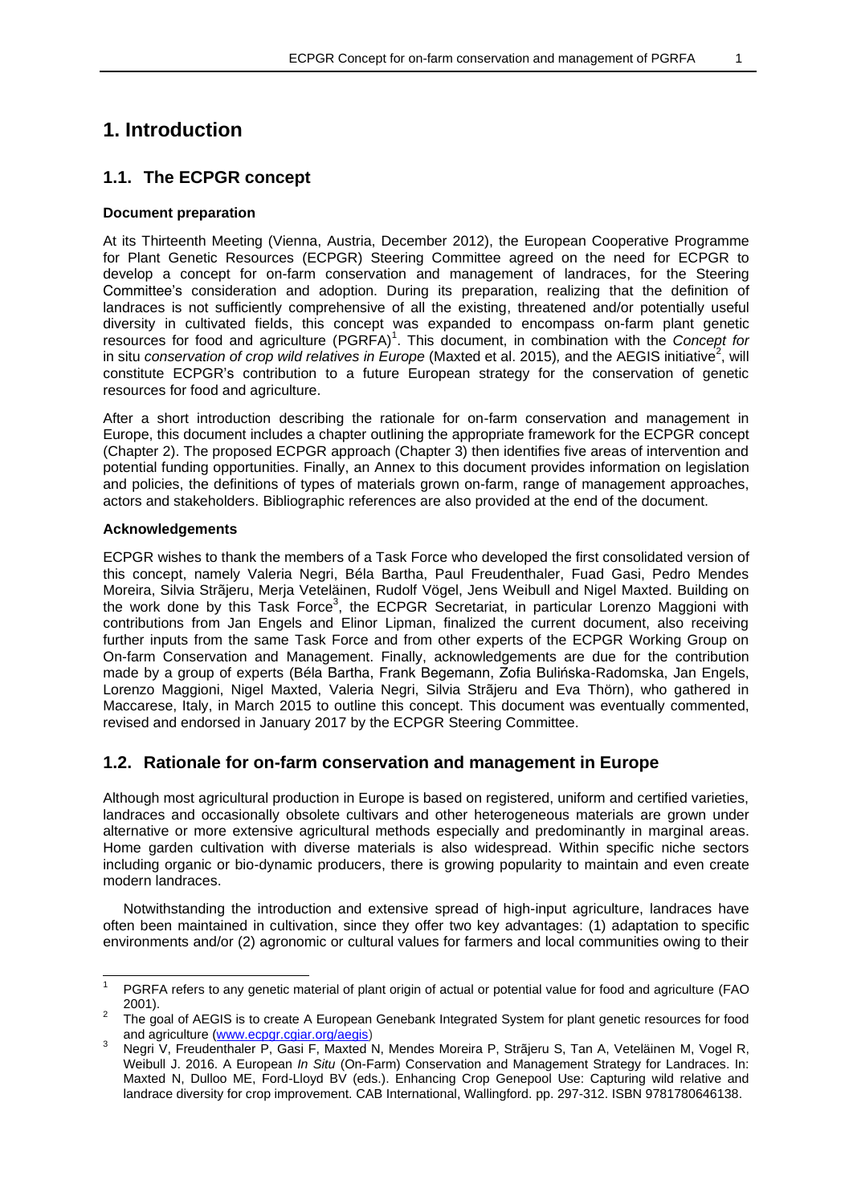# 1. Introduction

## 1.1. The ECPGR concept

**Document preparation**

At its Thirteenth Meeting (Vienna, Austria, December 2012), the European Cooperative Programme for Plant Genetic Resources (ECPGR) Steering Committee agreed on the need for ECPGR to develop a concept for on-farm conservation and management of landraces, for the Steering Committee's consideration and adoption. During its preparation, realizing that the definition of landraces is not sufficiently comprehensive of all the existing, threatened and/or potentially useful diversity in cultivated fields, this concept was expanded to encompass on-farm plant genetic resources for food and agriculture (PGRFA)[1]. This document, in combination with the *Concept for* in situ *conservation of crop wild relatives in Europe* (Maxted et al. 2015), and the AEGIS initiative[2], will constitute ECPGR's contribution to a future European strategy for the conservation of genetic resources for food and agriculture.

After a short introduction describing the rationale for on-farm conservation and management in Europe, this document includes a chapter outlining the appropriate framework for the ECPGR concept (Chapter 2). The proposed ECPGR approach (Chapter 3) then identifies five areas of intervention and potential funding opportunities. Finally, an Annex to this document provides information on legislation and policies, the definitions of types of materials grown on-farm, range of management approaches, actors and stakeholders. Bibliographic references are also provided at the end of the document.

**Acknowledgements**

ECPGR wishes to thank the members of a Task Force who developed the first consolidated version of this concept, namely Valeria Negri, Béla Bartha, Paul Freudenthaler, Fuad Gasi, Pedro Mendes Moreira, Silvia Strãjeru, Merja Veteläinen, Rudolf Vögel, Jens Weibull and Nigel Maxted. Building on the work done by this Task Force[3], the ECPGR Secretariat, in particular Lorenzo Maggioni with contributions from Jan Engels and Elinor Lipman, finalized the current document, also receiving further inputs from the same Task Force and from other experts of the ECPGR Working Group on On-farm Conservation and Management. Finally, acknowledgements are due for the contribution made by a group of experts (Béla Bartha, Frank Begemann, Zofia Bulińska-Radomska, Jan Engels, Lorenzo Maggioni, Nigel Maxted, Valeria Negri, Silvia Strãjeru and Eva Thörn), who gathered in Maccarese, Italy, in March 2015 to outline this concept. This document was eventually commented, revised and endorsed in January 2017 by the ECPGR Steering Committee.

## 1.2. Rationale for on-farm conservation and management in Europe

Although most agricultural production in Europe is based on registered, uniform and certified varieties, landraces and occasionally obsolete cultivars and other heterogeneous materials are grown under alternative or more extensive agricultural methods especially and predominantly in marginal areas. Home garden cultivation with diverse materials is also widespread. Within specific niche sectors including organic or bio-dynamic producers, there is growing popularity to maintain and even create modern landraces.

Notwithstanding the introduction and extensive spread of high-input agriculture, landraces have often been maintained in cultivation, since they offer two key advantages: (1) adaptation to specific environments and/or (2) agronomic or cultural values for farmers and local communities owing to their

---

[1] PGRFA refers to any genetic material of plant origin of actual or potential value for food and agriculture (FAO 2001).

[2] The goal of AEGIS is to create A European Genebank Integrated System for plant genetic resources for food and agriculture (www.ecpgr.cgiar.org/aegis)

[3] Negri V, Freudenthaler P, Gasi F, Maxted N, Mendes Moreira P, Strãjeru S, Tan A, Veteläinen M, Vogel R, Weibull J. 2016. A European *In Situ* (On-Farm) Conservation and Management Strategy for Landraces. In: Maxted N, Dulloo ME, Ford-Lloyd BV (eds.). Enhancing Crop Genepool Use: Capturing wild relative and landrace diversity for crop improvement. CAB International, Wallingford. pp. 297-312. ISBN 9781780646138.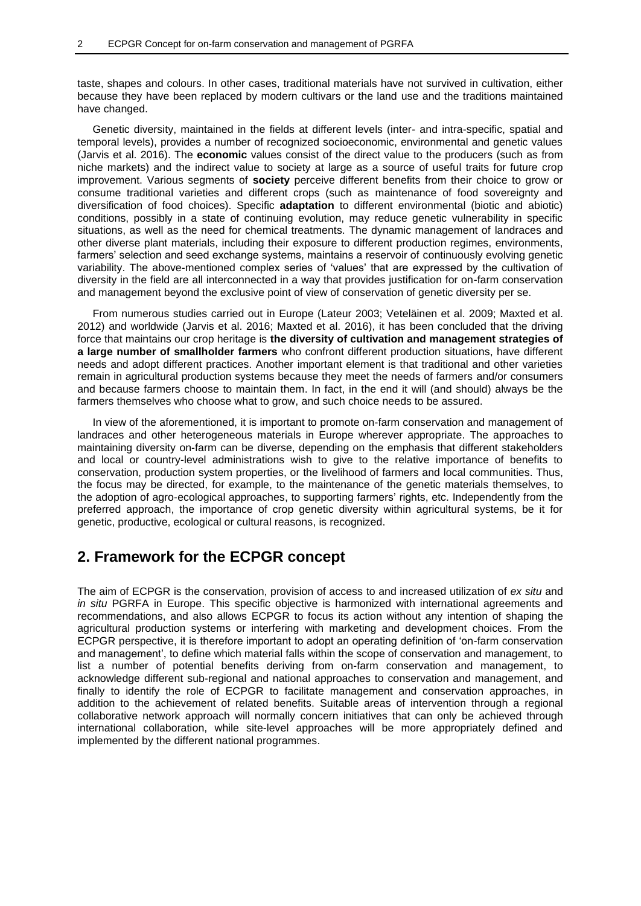taste, shapes and colours. In other cases, traditional materials have not survived in cultivation, either because they have been replaced by modern cultivars or the land use and the traditions maintained have changed.

Genetic diversity, maintained in the fields at different levels (inter- and intra-specific, spatial and temporal levels), provides a number of recognized socioeconomic, environmental and genetic values (Jarvis et al. 2016). The **economic** values consist of the direct value to the producers (such as from niche markets) and the indirect value to society at large as a source of useful traits for future crop improvement. Various segments of **society** perceive different benefits from their choice to grow or consume traditional varieties and different crops (such as maintenance of food sovereignty and diversification of food choices). Specific **adaptation** to different environmental (biotic and abiotic) conditions, possibly in a state of continuing evolution, may reduce genetic vulnerability in specific situations, as well as the need for chemical treatments. The dynamic management of landraces and other diverse plant materials, including their exposure to different production regimes, environments, farmers' selection and seed exchange systems, maintains a reservoir of continuously evolving genetic variability. The above-mentioned complex series of 'values' that are expressed by the cultivation of diversity in the field are all interconnected in a way that provides justification for on-farm conservation and management beyond the exclusive point of view of conservation of genetic diversity per se.

From numerous studies carried out in Europe (Lateur 2003; Veteläinen et al. 2009; Maxted et al. 2012) and worldwide (Jarvis et al. 2016; Maxted et al. 2016), it has been concluded that the driving force that maintains our crop heritage is **the diversity of cultivation and management strategies of a large number of smallholder farmers** who confront different production situations, have different needs and adopt different practices. Another important element is that traditional and other varieties remain in agricultural production systems because they meet the needs of farmers and/or consumers and because farmers choose to maintain them. In fact, in the end it will (and should) always be the farmers themselves who choose what to grow, and such choice needs to be assured.

In view of the aforementioned, it is important to promote on-farm conservation and management of landraces and other heterogeneous materials in Europe wherever appropriate. The approaches to maintaining diversity on-farm can be diverse, depending on the emphasis that different stakeholders and local or country-level administrations wish to give to the relative importance of benefits to conservation, production system properties, or the livelihood of farmers and local communities. Thus, the focus may be directed, for example, to the maintenance of the genetic materials themselves, to the adoption of agro-ecological approaches, to supporting farmers' rights, etc. Independently from the preferred approach, the importance of crop genetic diversity within agricultural systems, be it for genetic, productive, ecological or cultural reasons, is recognized.

## 2. Framework for the ECPGR concept

The aim of ECPGR is the conservation, provision of access to and increased utilization of *ex situ* and *in situ* PGRFA in Europe. This specific objective is harmonized with international agreements and recommendations, and also allows ECPGR to focus its action without any intention of shaping the agricultural production systems or interfering with marketing and development choices. From the ECPGR perspective, it is therefore important to adopt an operating definition of 'on-farm conservation and management', to define which material falls within the scope of conservation and management, to list a number of potential benefits deriving from on-farm conservation and management, to acknowledge different sub-regional and national approaches to conservation and management, and finally to identify the role of ECPGR to facilitate management and conservation approaches, in addition to the achievement of related benefits. Suitable areas of intervention through a regional collaborative network approach will normally concern initiatives that can only be achieved through international collaboration, while site-level approaches will be more appropriately defined and implemented by the different national programmes.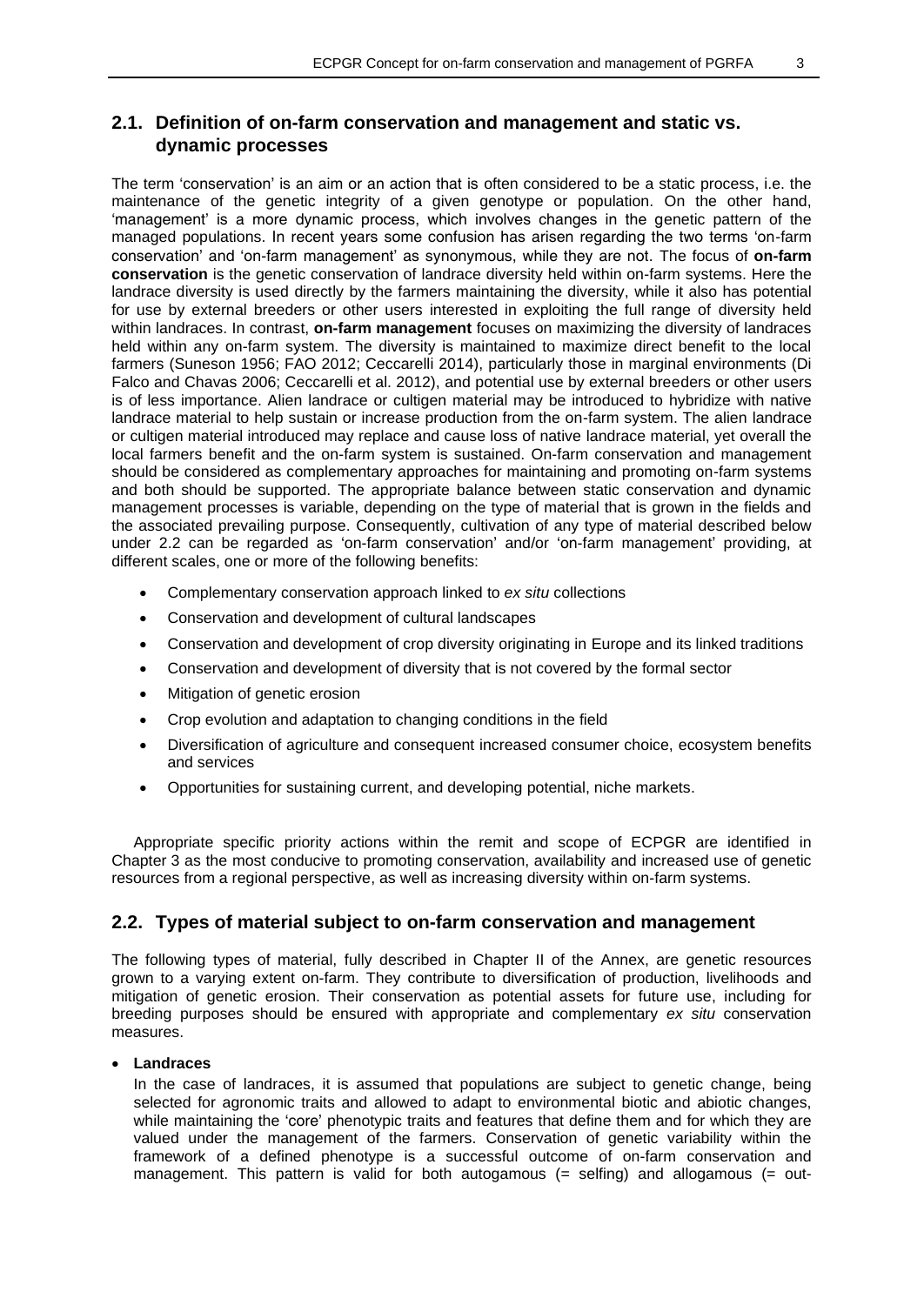## 2.1. Definition of on-farm conservation and management and static vs. dynamic processes

The term 'conservation' is an aim or an action that is often considered to be a static process, i.e. the maintenance of the genetic integrity of a given genotype or population. On the other hand, 'management' is a more dynamic process, which involves changes in the genetic pattern of the managed populations. In recent years some confusion has arisen regarding the two terms 'on-farm conservation' and 'on-farm management' as synonymous, while they are not. The focus of **on-farm conservation** is the genetic conservation of landrace diversity held within on-farm systems. Here the landrace diversity is used directly by the farmers maintaining the diversity, while it also has potential for use by external breeders or other users interested in exploiting the full range of diversity held within landraces. In contrast, **on-farm management** focuses on maximizing the diversity of landraces held within any on-farm system. The diversity is maintained to maximize direct benefit to the local farmers (Suneson 1956; FAO 2012; Ceccarelli 2014), particularly those in marginal environments (Di Falco and Chavas 2006; Ceccarelli et al. 2012), and potential use by external breeders or other users is of less importance. Alien landrace or cultigen material may be introduced to hybridize with native landrace material to help sustain or increase production from the on-farm system. The alien landrace or cultigen material introduced may replace and cause loss of native landrace material, yet overall the local farmers benefit and the on-farm system is sustained. On-farm conservation and management should be considered as complementary approaches for maintaining and promoting on-farm systems and both should be supported. The appropriate balance between static conservation and dynamic management processes is variable, depending on the type of material that is grown in the fields and the associated prevailing purpose. Consequently, cultivation of any type of material described below under 2.2 can be regarded as 'on-farm conservation' and/or 'on-farm management' providing, at different scales, one or more of the following benefits:

- Complementary conservation approach linked to *ex situ* collections
- Conservation and development of cultural landscapes
- Conservation and development of crop diversity originating in Europe and its linked traditions
- Conservation and development of diversity that is not covered by the formal sector
- Mitigation of genetic erosion
- Crop evolution and adaptation to changing conditions in the field
- Diversification of agriculture and consequent increased consumer choice, ecosystem benefits and services
- Opportunities for sustaining current, and developing potential, niche markets.

Appropriate specific priority actions within the remit and scope of ECPGR are identified in Chapter 3 as the most conducive to promoting conservation, availability and increased use of genetic resources from a regional perspective, as well as increasing diversity within on-farm systems.

## 2.2. Types of material subject to on-farm conservation and management

The following types of material, fully described in Chapter II of the Annex, are genetic resources grown to a varying extent on-farm. They contribute to diversification of production, livelihoods and mitigation of genetic erosion. Their conservation as potential assets for future use, including for breeding purposes should be ensured with appropriate and complementary *ex situ* conservation measures.

- **Landraces**

  In the case of landraces, it is assumed that populations are subject to genetic change, being selected for agronomic traits and allowed to adapt to environmental biotic and abiotic changes, while maintaining the 'core' phenotypic traits and features that define them and for which they are valued under the management of the farmers. Conservation of genetic variability within the framework of a defined phenotype is a successful outcome of on-farm conservation and management. This pattern is valid for both autogamous (= selfing) and allogamous (= out-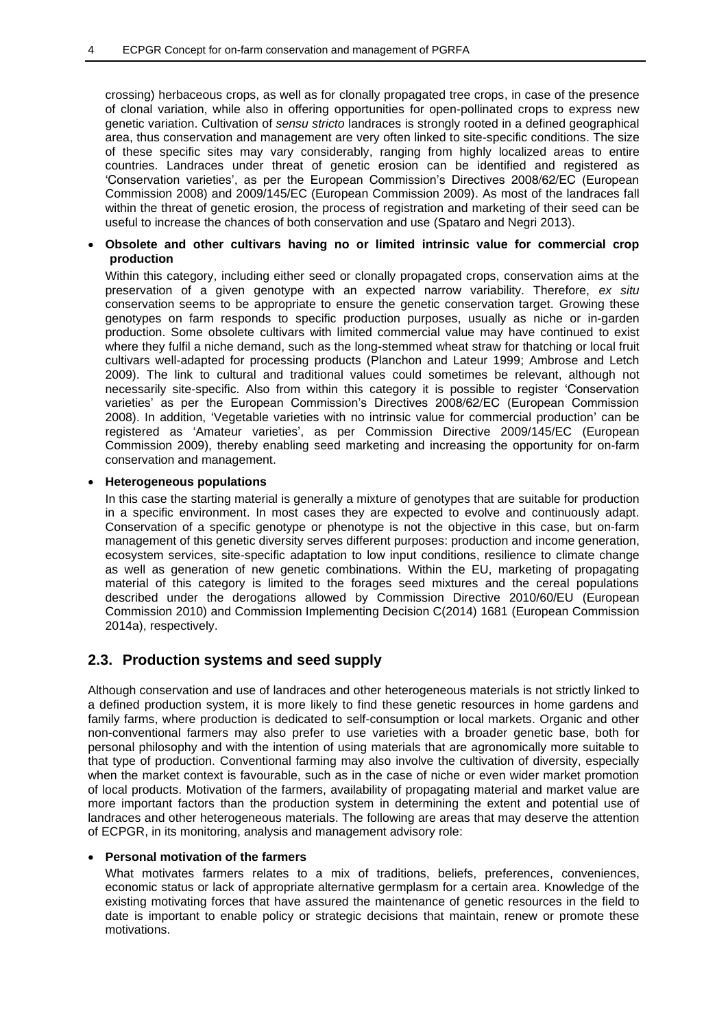crossing) herbaceous crops, as well as for clonally propagated tree crops, in case of the presence of clonal variation, while also in offering opportunities for open-pollinated crops to express new genetic variation. Cultivation of *sensu stricto* landraces is strongly rooted in a defined geographical area, thus conservation and management are very often linked to site-specific conditions. The size of these specific sites may vary considerably, ranging from highly localized areas to entire countries. Landraces under threat of genetic erosion can be identified and registered as 'Conservation varieties', as per the European Commission's Directives 2008/62/EC (European Commission 2008) and 2009/145/EC (European Commission 2009). As most of the landraces fall within the threat of genetic erosion, the process of registration and marketing of their seed can be useful to increase the chances of both conservation and use (Spataro and Negri 2013).

- **Obsolete and other cultivars having no or limited intrinsic value for commercial crop production**

  Within this category, including either seed or clonally propagated crops, conservation aims at the preservation of a given genotype with an expected narrow variability. Therefore, *ex situ* conservation seems to be appropriate to ensure the genetic conservation target. Growing these genotypes on farm responds to specific production purposes, usually as niche or in-garden production. Some obsolete cultivars with limited commercial value may have continued to exist where they fulfil a niche demand, such as the long-stemmed wheat straw for thatching or local fruit cultivars well-adapted for processing products (Planchon and Lateur 1999; Ambrose and Letch 2009). The link to cultural and traditional values could sometimes be relevant, although not necessarily site-specific. Also from within this category it is possible to register 'Conservation varieties' as per the European Commission's Directives 2008/62/EC (European Commission 2008). In addition, 'Vegetable varieties with no intrinsic value for commercial production' can be registered as 'Amateur varieties', as per Commission Directive 2009/145/EC (European Commission 2009), thereby enabling seed marketing and increasing the opportunity for on-farm conservation and management.

- **Heterogeneous populations**

  In this case the starting material is generally a mixture of genotypes that are suitable for production in a specific environment. In most cases they are expected to evolve and continuously adapt. Conservation of a specific genotype or phenotype is not the objective in this case, but on-farm management of this genetic diversity serves different purposes: production and income generation, ecosystem services, site-specific adaptation to low input conditions, resilience to climate change as well as generation of new genetic combinations. Within the EU, marketing of propagating material of this category is limited to the forages seed mixtures and the cereal populations described under the derogations allowed by Commission Directive 2010/60/EU (European Commission 2010) and Commission Implementing Decision C(2014) 1681 (European Commission 2014a), respectively.

## 2.3. Production systems and seed supply

Although conservation and use of landraces and other heterogeneous materials is not strictly linked to a defined production system, it is more likely to find these genetic resources in home gardens and family farms, where production is dedicated to self-consumption or local markets. Organic and other non-conventional farmers may also prefer to use varieties with a broader genetic base, both for personal philosophy and with the intention of using materials that are agronomically more suitable to that type of production. Conventional farming may also involve the cultivation of diversity, especially when the market context is favourable, such as in the case of niche or even wider market promotion of local products. Motivation of the farmers, availability of propagating material and market value are more important factors than the production system in determining the extent and potential use of landraces and other heterogeneous materials. The following are areas that may deserve the attention of ECPGR, in its monitoring, analysis and management advisory role:

- **Personal motivation of the farmers**

  What motivates farmers relates to a mix of traditions, beliefs, preferences, conveniences, economic status or lack of appropriate alternative germplasm for a certain area. Knowledge of the existing motivating forces that have assured the maintenance of genetic resources in the field to date is important to enable policy or strategic decisions that maintain, renew or promote these motivations.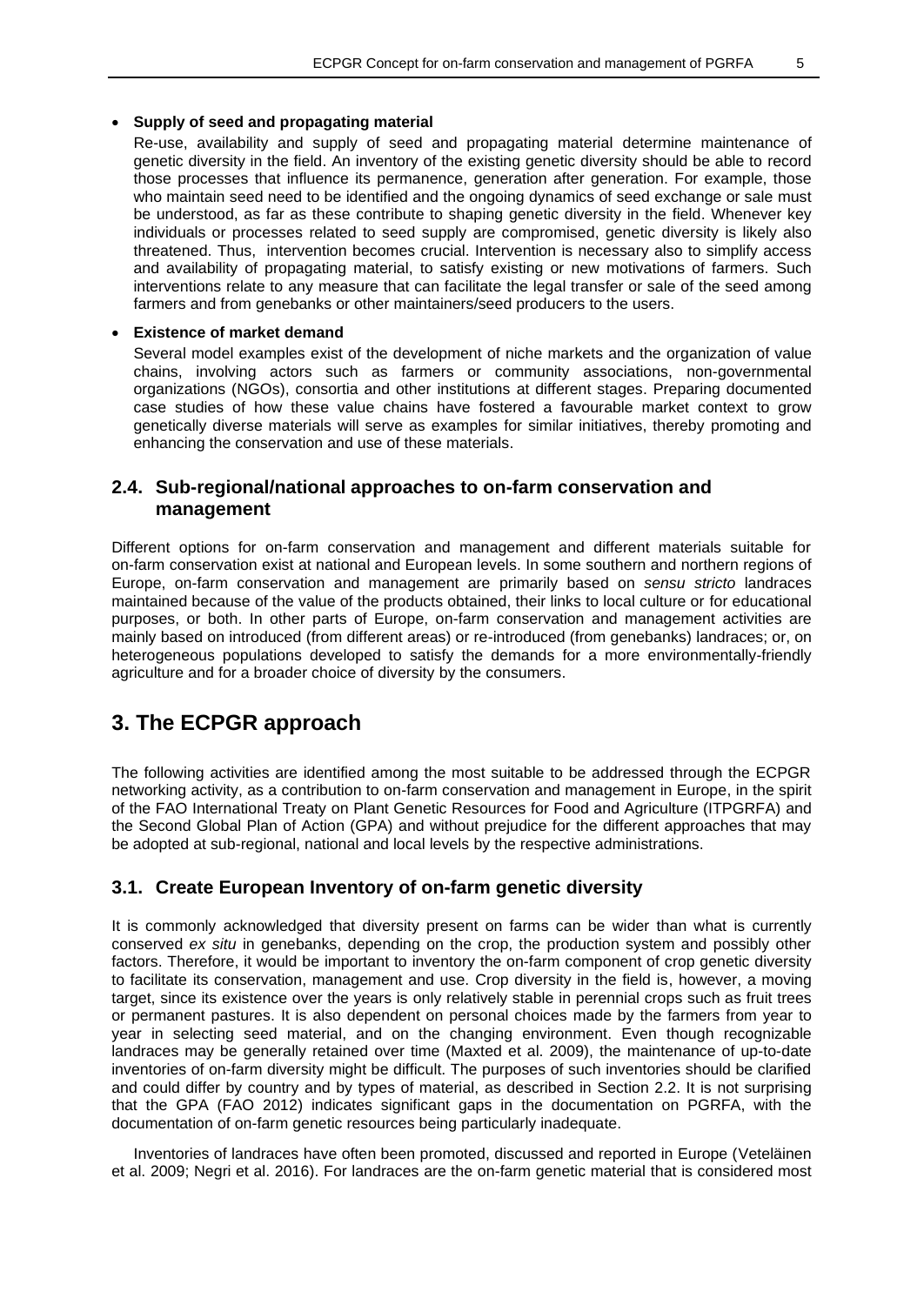- **Supply of seed and propagating material**

  Re-use, availability and supply of seed and propagating material determine maintenance of genetic diversity in the field. An inventory of the existing genetic diversity should be able to record those processes that influence its permanence, generation after generation. For example, those who maintain seed need to be identified and the ongoing dynamics of seed exchange or sale must be understood, as far as these contribute to shaping genetic diversity in the field. Whenever key individuals or processes related to seed supply are compromised, genetic diversity is likely also threatened. Thus, intervention becomes crucial. Intervention is necessary also to simplify access and availability of propagating material, to satisfy existing or new motivations of farmers. Such interventions relate to any measure that can facilitate the legal transfer or sale of the seed among farmers and from genebanks or other maintainers/seed producers to the users.

- **Existence of market demand**

  Several model examples exist of the development of niche markets and the organization of value chains, involving actors such as farmers or community associations, non-governmental organizations (NGOs), consortia and other institutions at different stages. Preparing documented case studies of how these value chains have fostered a favourable market context to grow genetically diverse materials will serve as examples for similar initiatives, thereby promoting and enhancing the conservation and use of these materials.

## 2.4. Sub-regional/national approaches to on-farm conservation and management

Different options for on-farm conservation and management and different materials suitable for on-farm conservation exist at national and European levels. In some southern and northern regions of Europe, on-farm conservation and management are primarily based on *sensu stricto* landraces maintained because of the value of the products obtained, their links to local culture or for educational purposes, or both. In other parts of Europe, on-farm conservation and management activities are mainly based on introduced (from different areas) or re-introduced (from genebanks) landraces; or, on heterogeneous populations developed to satisfy the demands for a more environmentally-friendly agriculture and for a broader choice of diversity by the consumers.

# 3. The ECPGR approach

The following activities are identified among the most suitable to be addressed through the ECPGR networking activity, as a contribution to on-farm conservation and management in Europe, in the spirit of the FAO International Treaty on Plant Genetic Resources for Food and Agriculture (ITPGRFA) and the Second Global Plan of Action (GPA) and without prejudice for the different approaches that may be adopted at sub-regional, national and local levels by the respective administrations.

## 3.1. Create European Inventory of on-farm genetic diversity

It is commonly acknowledged that diversity present on farms can be wider than what is currently conserved *ex situ* in genebanks, depending on the crop, the production system and possibly other factors. Therefore, it would be important to inventory the on-farm component of crop genetic diversity to facilitate its conservation, management and use. Crop diversity in the field is, however, a moving target, since its existence over the years is only relatively stable in perennial crops such as fruit trees or permanent pastures. It is also dependent on personal choices made by the farmers from year to year in selecting seed material, and on the changing environment. Even though recognizable landraces may be generally retained over time (Maxted et al. 2009), the maintenance of up-to-date inventories of on-farm diversity might be difficult. The purposes of such inventories should be clarified and could differ by country and by types of material, as described in Section 2.2. It is not surprising that the GPA (FAO 2012) indicates significant gaps in the documentation on PGRFA, with the documentation of on-farm genetic resources being particularly inadequate.

Inventories of landraces have often been promoted, discussed and reported in Europe (Veteläinen et al. 2009; Negri et al. 2016). For landraces are the on-farm genetic material that is considered most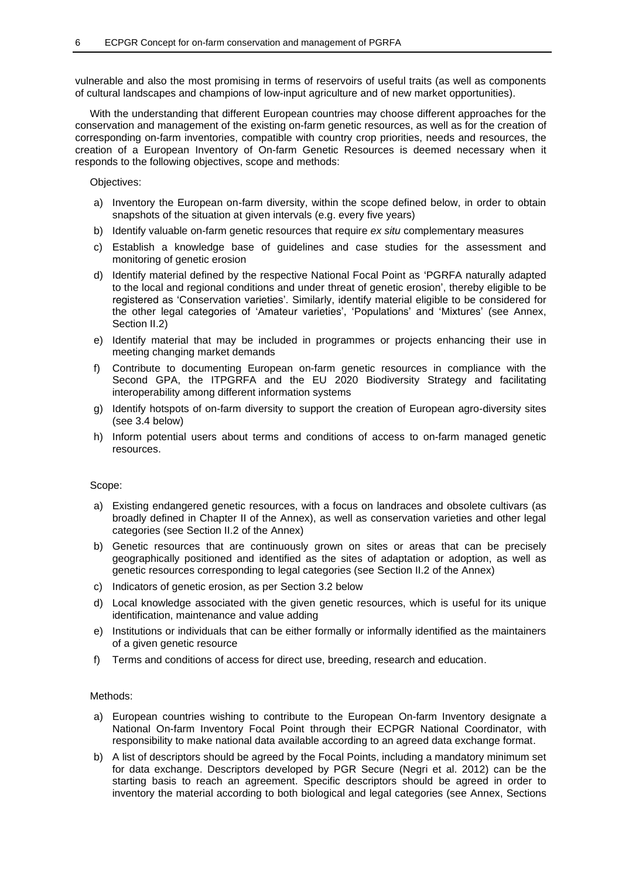vulnerable and also the most promising in terms of reservoirs of useful traits (as well as components of cultural landscapes and champions of low-input agriculture and of new market opportunities).

With the understanding that different European countries may choose different approaches for the conservation and management of the existing on-farm genetic resources, as well as for the creation of corresponding on-farm inventories, compatible with country crop priorities, needs and resources, the creation of a European Inventory of On-farm Genetic Resources is deemed necessary when it responds to the following objectives, scope and methods:

Objectives:

a) Inventory the European on-farm diversity, within the scope defined below, in order to obtain snapshots of the situation at given intervals (e.g. every five years)
b) Identify valuable on-farm genetic resources that require *ex situ* complementary measures
c) Establish a knowledge base of guidelines and case studies for the assessment and monitoring of genetic erosion
d) Identify material defined by the respective National Focal Point as 'PGRFA naturally adapted to the local and regional conditions and under threat of genetic erosion', thereby eligible to be registered as 'Conservation varieties'. Similarly, identify material eligible to be considered for the other legal categories of 'Amateur varieties', 'Populations' and 'Mixtures' (see Annex, Section II.2)
e) Identify material that may be included in programmes or projects enhancing their use in meeting changing market demands
f) Contribute to documenting European on-farm genetic resources in compliance with the Second GPA, the ITPGRFA and the EU 2020 Biodiversity Strategy and facilitating interoperability among different information systems
g) Identify hotspots of on-farm diversity to support the creation of European agro-diversity sites (see 3.4 below)
h) Inform potential users about terms and conditions of access to on-farm managed genetic resources.

Scope:

a) Existing endangered genetic resources, with a focus on landraces and obsolete cultivars (as broadly defined in Chapter II of the Annex), as well as conservation varieties and other legal categories (see Section II.2 of the Annex)
b) Genetic resources that are continuously grown on sites or areas that can be precisely geographically positioned and identified as the sites of adaptation or adoption, as well as genetic resources corresponding to legal categories (see Section II.2 of the Annex)
c) Indicators of genetic erosion, as per Section 3.2 below
d) Local knowledge associated with the given genetic resources, which is useful for its unique identification, maintenance and value adding
e) Institutions or individuals that can be either formally or informally identified as the maintainers of a given genetic resource
f) Terms and conditions of access for direct use, breeding, research and education.

Methods:

a) European countries wishing to contribute to the European On-farm Inventory designate a National On-farm Inventory Focal Point through their ECPGR National Coordinator, with responsibility to make national data available according to an agreed data exchange format.
b) A list of descriptors should be agreed by the Focal Points, including a mandatory minimum set for data exchange. Descriptors developed by PGR Secure (Negri et al. 2012) can be the starting basis to reach an agreement. Specific descriptors should be agreed in order to inventory the material according to both biological and legal categories (see Annex, Sections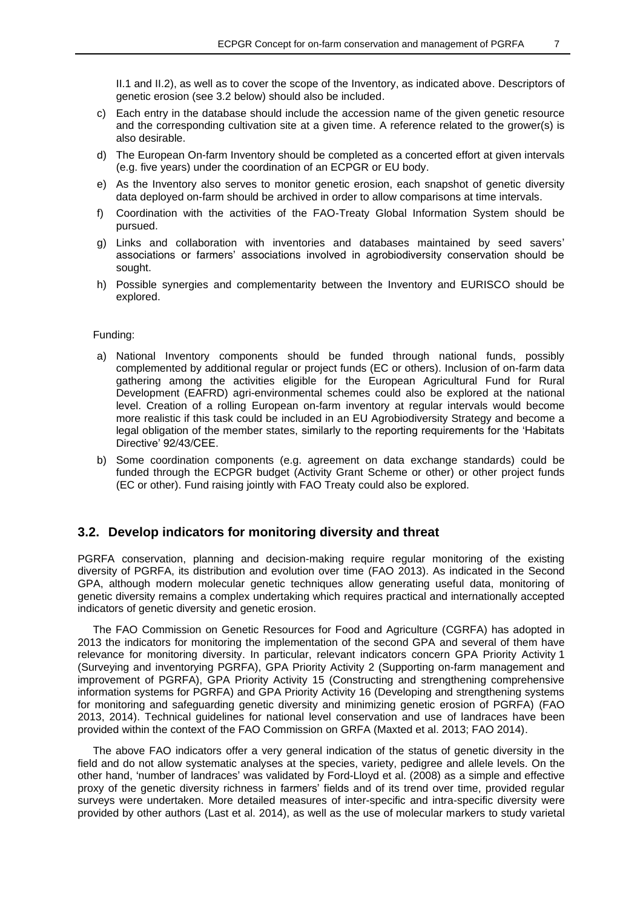II.1 and II.2), as well as to cover the scope of the Inventory, as indicated above. Descriptors of genetic erosion (see 3.2 below) should also be included.

c) Each entry in the database should include the accession name of the given genetic resource and the corresponding cultivation site at a given time. A reference related to the grower(s) is also desirable.

d) The European On-farm Inventory should be completed as a concerted effort at given intervals (e.g. five years) under the coordination of an ECPGR or EU body.

e) As the Inventory also serves to monitor genetic erosion, each snapshot of genetic diversity data deployed on-farm should be archived in order to allow comparisons at time intervals.

f) Coordination with the activities of the FAO-Treaty Global Information System should be pursued.

g) Links and collaboration with inventories and databases maintained by seed savers' associations or farmers' associations involved in agrobiodiversity conservation should be sought.

h) Possible synergies and complementarity between the Inventory and EURISCO should be explored.

Funding:

a) National Inventory components should be funded through national funds, possibly complemented by additional regular or project funds (EC or others). Inclusion of on-farm data gathering among the activities eligible for the European Agricultural Fund for Rural Development (EAFRD) agri-environmental schemes could also be explored at the national level. Creation of a rolling European on-farm inventory at regular intervals would become more realistic if this task could be included in an EU Agrobiodiversity Strategy and become a legal obligation of the member states, similarly to the reporting requirements for the 'Habitats Directive' 92/43/CEE.

b) Some coordination components (e.g. agreement on data exchange standards) could be funded through the ECPGR budget (Activity Grant Scheme or other) or other project funds (EC or other). Fund raising jointly with FAO Treaty could also be explored.

## 3.2. Develop indicators for monitoring diversity and threat

PGRFA conservation, planning and decision-making require regular monitoring of the existing diversity of PGRFA, its distribution and evolution over time (FAO 2013). As indicated in the Second GPA, although modern molecular genetic techniques allow generating useful data, monitoring of genetic diversity remains a complex undertaking which requires practical and internationally accepted indicators of genetic diversity and genetic erosion.

The FAO Commission on Genetic Resources for Food and Agriculture (CGRFA) has adopted in 2013 the indicators for monitoring the implementation of the second GPA and several of them have relevance for monitoring diversity. In particular, relevant indicators concern GPA Priority Activity 1 (Surveying and inventorying PGRFA), GPA Priority Activity 2 (Supporting on-farm management and improvement of PGRFA), GPA Priority Activity 15 (Constructing and strengthening comprehensive information systems for PGRFA) and GPA Priority Activity 16 (Developing and strengthening systems for monitoring and safeguarding genetic diversity and minimizing genetic erosion of PGRFA) (FAO 2013, 2014). Technical guidelines for national level conservation and use of landraces have been provided within the context of the FAO Commission on GRFA (Maxted et al. 2013; FAO 2014).

The above FAO indicators offer a very general indication of the status of genetic diversity in the field and do not allow systematic analyses at the species, variety, pedigree and allele levels. On the other hand, 'number of landraces' was validated by Ford-Lloyd et al. (2008) as a simple and effective proxy of the genetic diversity richness in farmers' fields and of its trend over time, provided regular surveys were undertaken. More detailed measures of inter-specific and intra-specific diversity were provided by other authors (Last et al. 2014), as well as the use of molecular markers to study varietal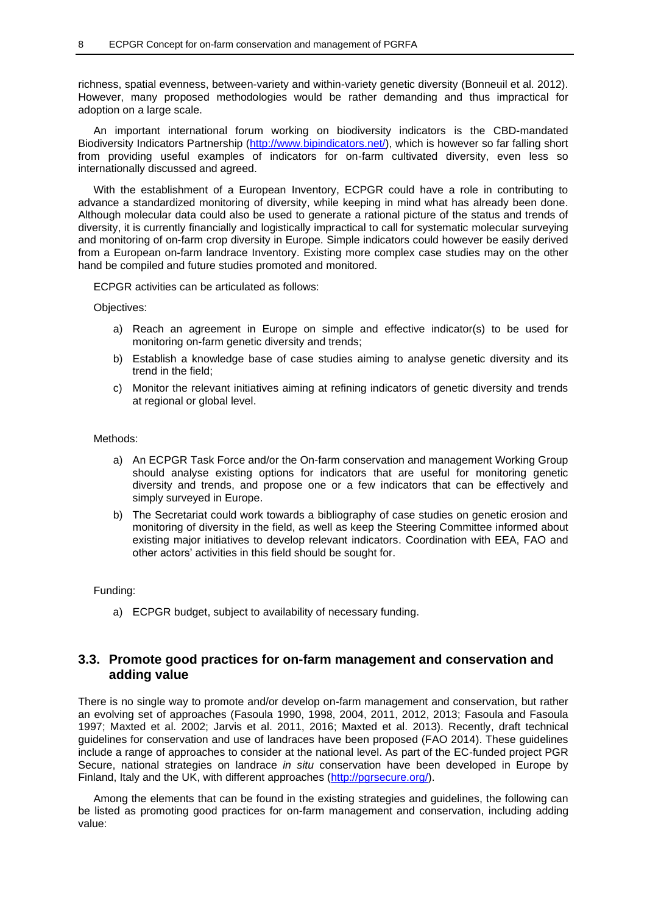richness, spatial evenness, between-variety and within-variety genetic diversity (Bonneuil et al. 2012). However, many proposed methodologies would be rather demanding and thus impractical for adoption on a large scale.

An important international forum working on biodiversity indicators is the CBD-mandated Biodiversity Indicators Partnership (http://www.bipindicators.net/), which is however so far falling short from providing useful examples of indicators for on-farm cultivated diversity, even less so internationally discussed and agreed.

With the establishment of a European Inventory, ECPGR could have a role in contributing to advance a standardized monitoring of diversity, while keeping in mind what has already been done. Although molecular data could also be used to generate a rational picture of the status and trends of diversity, it is currently financially and logistically impractical to call for systematic molecular surveying and monitoring of on-farm crop diversity in Europe. Simple indicators could however be easily derived from a European on-farm landrace Inventory. Existing more complex case studies may on the other hand be compiled and future studies promoted and monitored.

ECPGR activities can be articulated as follows:

Objectives:

a) Reach an agreement in Europe on simple and effective indicator(s) to be used for monitoring on-farm genetic diversity and trends;
b) Establish a knowledge base of case studies aiming to analyse genetic diversity and its trend in the field;
c) Monitor the relevant initiatives aiming at refining indicators of genetic diversity and trends at regional or global level.

Methods:

a) An ECPGR Task Force and/or the On-farm conservation and management Working Group should analyse existing options for indicators that are useful for monitoring genetic diversity and trends, and propose one or a few indicators that can be effectively and simply surveyed in Europe.
b) The Secretariat could work towards a bibliography of case studies on genetic erosion and monitoring of diversity in the field, as well as keep the Steering Committee informed about existing major initiatives to develop relevant indicators. Coordination with EEA, FAO and other actors' activities in this field should be sought for.

Funding:

a) ECPGR budget, subject to availability of necessary funding.

## 3.3. Promote good practices for on-farm management and conservation and adding value

There is no single way to promote and/or develop on-farm management and conservation, but rather an evolving set of approaches (Fasoula 1990, 1998, 2004, 2011, 2012, 2013; Fasoula and Fasoula 1997; Maxted et al. 2002; Jarvis et al. 2011, 2016; Maxted et al. 2013). Recently, draft technical guidelines for conservation and use of landraces have been proposed (FAO 2014). These guidelines include a range of approaches to consider at the national level. As part of the EC-funded project PGR Secure, national strategies on landrace *in situ* conservation have been developed in Europe by Finland, Italy and the UK, with different approaches (http://pgrsecure.org/).

Among the elements that can be found in the existing strategies and guidelines, the following can be listed as promoting good practices for on-farm management and conservation, including adding value: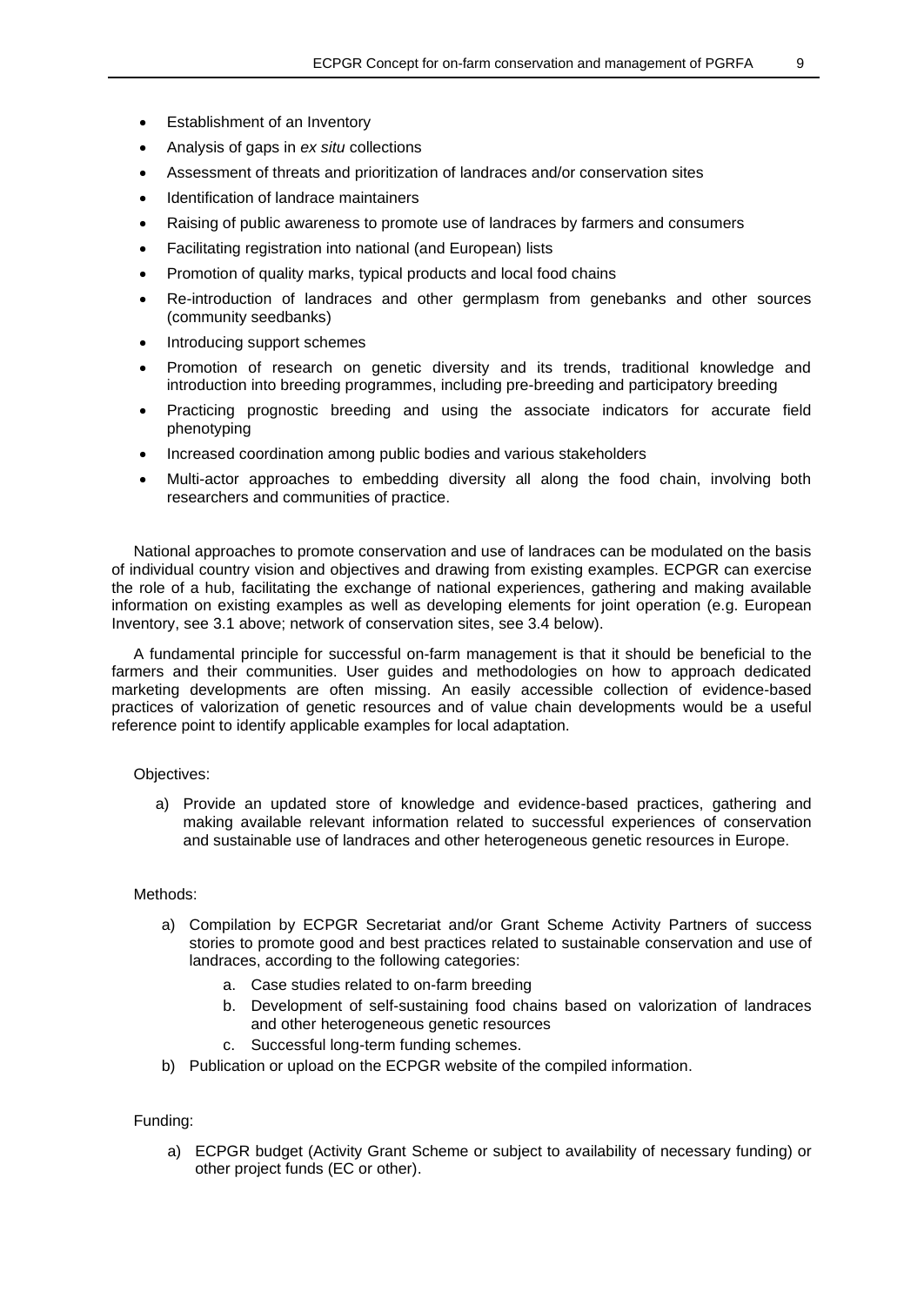- Establishment of an Inventory
- Analysis of gaps in *ex situ* collections
- Assessment of threats and prioritization of landraces and/or conservation sites
- Identification of landrace maintainers
- Raising of public awareness to promote use of landraces by farmers and consumers
- Facilitating registration into national (and European) lists
- Promotion of quality marks, typical products and local food chains
- Re-introduction of landraces and other germplasm from genebanks and other sources (community seedbanks)
- Introducing support schemes
- Promotion of research on genetic diversity and its trends, traditional knowledge and introduction into breeding programmes, including pre-breeding and participatory breeding
- Practicing prognostic breeding and using the associate indicators for accurate field phenotyping
- Increased coordination among public bodies and various stakeholders
- Multi-actor approaches to embedding diversity all along the food chain, involving both researchers and communities of practice.

National approaches to promote conservation and use of landraces can be modulated on the basis of individual country vision and objectives and drawing from existing examples. ECPGR can exercise the role of a hub, facilitating the exchange of national experiences, gathering and making available information on existing examples as well as developing elements for joint operation (e.g. European Inventory, see 3.1 above; network of conservation sites, see 3.4 below).

A fundamental principle for successful on-farm management is that it should be beneficial to the farmers and their communities. User guides and methodologies on how to approach dedicated marketing developments are often missing. An easily accessible collection of evidence-based practices of valorization of genetic resources and of value chain developments would be a useful reference point to identify applicable examples for local adaptation.

Objectives:

a) Provide an updated store of knowledge and evidence-based practices, gathering and making available relevant information related to successful experiences of conservation and sustainable use of landraces and other heterogeneous genetic resources in Europe.

Methods:

a) Compilation by ECPGR Secretariat and/or Grant Scheme Activity Partners of success stories to promote good and best practices related to sustainable conservation and use of landraces, according to the following categories:
    a. Case studies related to on-farm breeding
    b. Development of self-sustaining food chains based on valorization of landraces and other heterogeneous genetic resources
    c. Successful long-term funding schemes.
b) Publication or upload on the ECPGR website of the compiled information.

Funding:

a) ECPGR budget (Activity Grant Scheme or subject to availability of necessary funding) or other project funds (EC or other).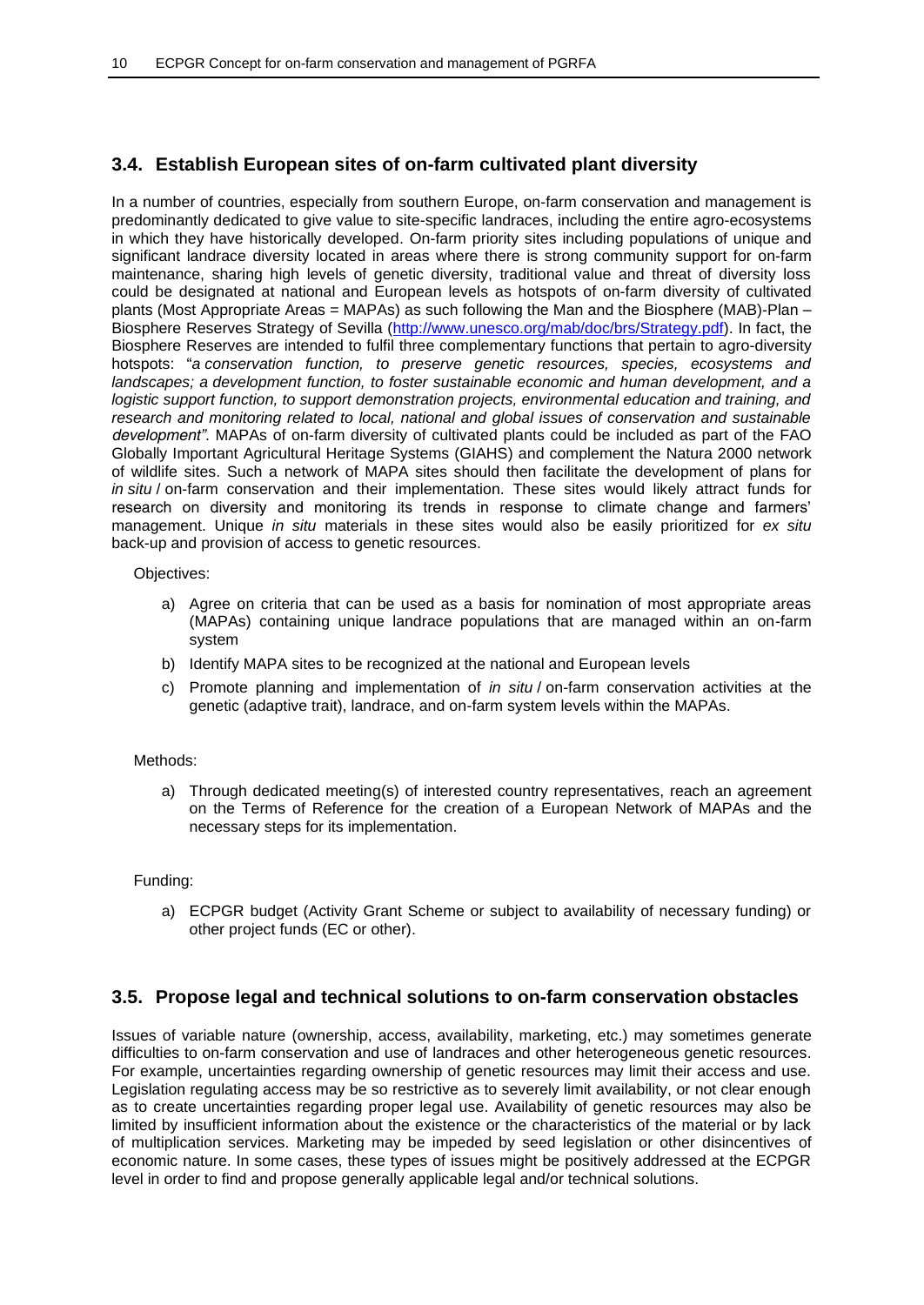## 3.4. Establish European sites of on-farm cultivated plant diversity

In a number of countries, especially from southern Europe, on-farm conservation and management is predominantly dedicated to give value to site-specific landraces, including the entire agro-ecosystems in which they have historically developed. On-farm priority sites including populations of unique and significant landrace diversity located in areas where there is strong community support for on-farm maintenance, sharing high levels of genetic diversity, traditional value and threat of diversity loss could be designated at national and European levels as hotspots of on-farm diversity of cultivated plants (Most Appropriate Areas = MAPAs) as such following the Man and the Biosphere (MAB)-Plan – Biosphere Reserves Strategy of Sevilla ([http://www.unesco.org/mab/doc/brs/Strategy.pdf](http://www.unesco.org/mab/doc/brs/Strategy.pdf)). In fact, the Biosphere Reserves are intended to fulfil three complementary functions that pertain to agro-diversity hotspots: "*a conservation function, to preserve genetic resources, species, ecosystems and landscapes; a development function, to foster sustainable economic and human development, and a logistic support function, to support demonstration projects, environmental education and training, and research and monitoring related to local, national and global issues of conservation and sustainable development".* MAPAs of on-farm diversity of cultivated plants could be included as part of the FAO Globally Important Agricultural Heritage Systems (GIAHS) and complement the Natura 2000 network of wildlife sites. Such a network of MAPA sites should then facilitate the development of plans for *in situ* / on-farm conservation and their implementation. These sites would likely attract funds for research on diversity and monitoring its trends in response to climate change and farmers' management. Unique *in situ* materials in these sites would also be easily prioritized for *ex situ* back-up and provision of access to genetic resources.

Objectives:

a) Agree on criteria that can be used as a basis for nomination of most appropriate areas (MAPAs) containing unique landrace populations that are managed within an on-farm system
b) Identify MAPA sites to be recognized at the national and European levels
c) Promote planning and implementation of *in situ* / on-farm conservation activities at the genetic (adaptive trait), landrace, and on-farm system levels within the MAPAs.

Methods:

a) Through dedicated meeting(s) of interested country representatives, reach an agreement on the Terms of Reference for the creation of a European Network of MAPAs and the necessary steps for its implementation.

Funding:

a) ECPGR budget (Activity Grant Scheme or subject to availability of necessary funding) or other project funds (EC or other).

## 3.5. Propose legal and technical solutions to on-farm conservation obstacles

Issues of variable nature (ownership, access, availability, marketing, etc.) may sometimes generate difficulties to on-farm conservation and use of landraces and other heterogeneous genetic resources. For example, uncertainties regarding ownership of genetic resources may limit their access and use. Legislation regulating access may be so restrictive as to severely limit availability, or not clear enough as to create uncertainties regarding proper legal use. Availability of genetic resources may also be limited by insufficient information about the existence or the characteristics of the material or by lack of multiplication services. Marketing may be impeded by seed legislation or other disincentives of economic nature. In some cases, these types of issues might be positively addressed at the ECPGR level in order to find and propose generally applicable legal and/or technical solutions.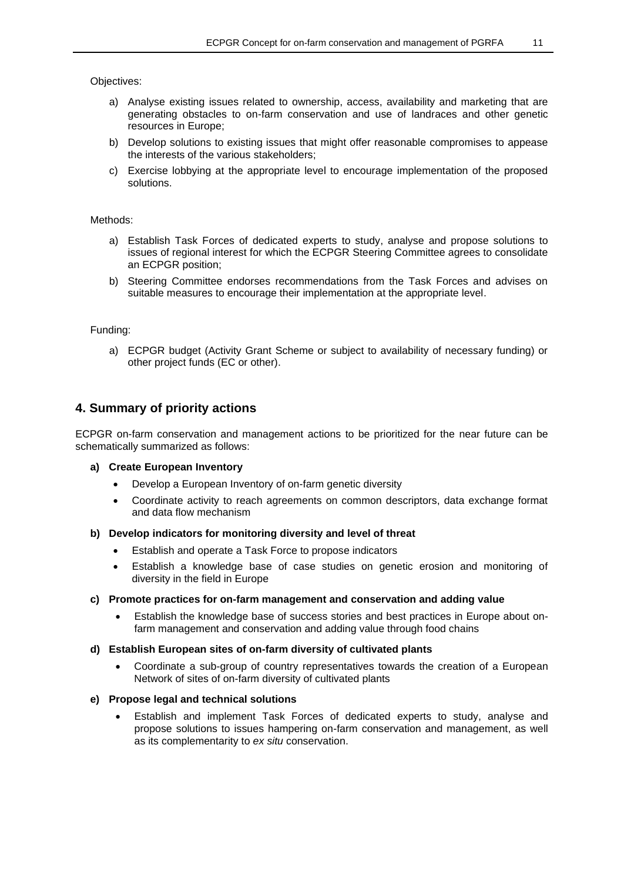Objectives:

a) Analyse existing issues related to ownership, access, availability and marketing that are generating obstacles to on-farm conservation and use of landraces and other genetic resources in Europe;

b) Develop solutions to existing issues that might offer reasonable compromises to appease the interests of the various stakeholders;

c) Exercise lobbying at the appropriate level to encourage implementation of the proposed solutions.

Methods:

a) Establish Task Forces of dedicated experts to study, analyse and propose solutions to issues of regional interest for which the ECPGR Steering Committee agrees to consolidate an ECPGR position;

b) Steering Committee endorses recommendations from the Task Forces and advises on suitable measures to encourage their implementation at the appropriate level.

Funding:

a) ECPGR budget (Activity Grant Scheme or subject to availability of necessary funding) or other project funds (EC or other).

## 4. Summary of priority actions

ECPGR on-farm conservation and management actions to be prioritized for the near future can be schematically summarized as follows:

**a) Create European Inventory**

- Develop a European Inventory of on-farm genetic diversity
- Coordinate activity to reach agreements on common descriptors, data exchange format and data flow mechanism

**b) Develop indicators for monitoring diversity and level of threat**

- Establish and operate a Task Force to propose indicators
- Establish a knowledge base of case studies on genetic erosion and monitoring of diversity in the field in Europe

**c) Promote practices for on-farm management and conservation and adding value**

- Establish the knowledge base of success stories and best practices in Europe about on-farm management and conservation and adding value through food chains

**d) Establish European sites of on-farm diversity of cultivated plants**

- Coordinate a sub-group of country representatives towards the creation of a European Network of sites of on-farm diversity of cultivated plants

**e) Propose legal and technical solutions**

- Establish and implement Task Forces of dedicated experts to study, analyse and propose solutions to issues hampering on-farm conservation and management, as well as its complementarity to *ex situ* conservation.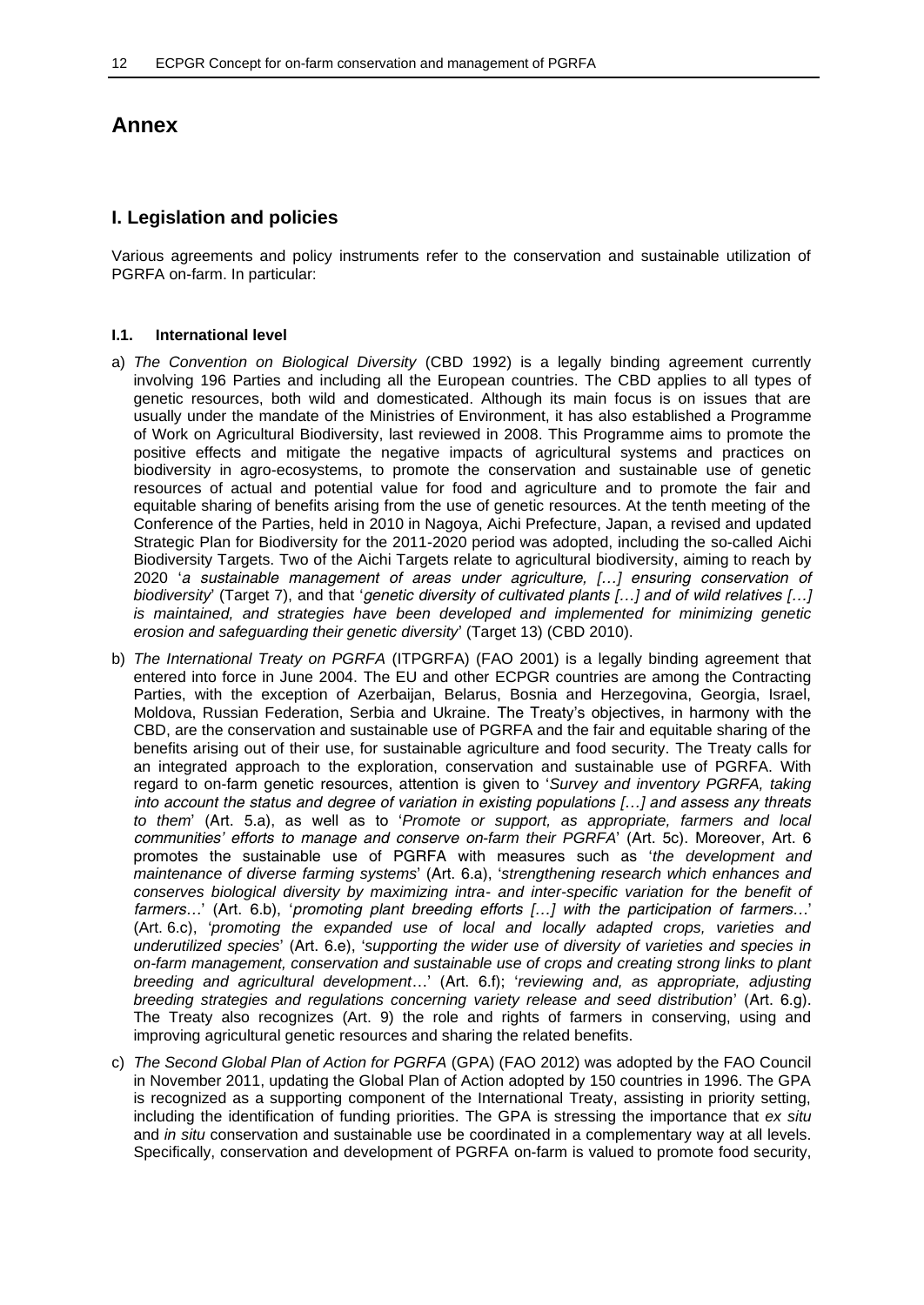# Annex

## I. Legislation and policies

Various agreements and policy instruments refer to the conservation and sustainable utilization of PGRFA on-farm. In particular:

### I.1. International level

a) *The Convention on Biological Diversity* (CBD 1992) is a legally binding agreement currently involving 196 Parties and including all the European countries. The CBD applies to all types of genetic resources, both wild and domesticated. Although its main focus is on issues that are usually under the mandate of the Ministries of Environment, it has also established a Programme of Work on Agricultural Biodiversity, last reviewed in 2008. This Programme aims to promote the positive effects and mitigate the negative impacts of agricultural systems and practices on biodiversity in agro-ecosystems, to promote the conservation and sustainable use of genetic resources of actual and potential value for food and agriculture and to promote the fair and equitable sharing of benefits arising from the use of genetic resources. At the tenth meeting of the Conference of the Parties, held in 2010 in Nagoya, Aichi Prefecture, Japan, a revised and updated Strategic Plan for Biodiversity for the 2011-2020 period was adopted, including the so-called Aichi Biodiversity Targets. Two of the Aichi Targets relate to agricultural biodiversity, aiming to reach by 2020 '*a sustainable management of areas under agriculture, […] ensuring conservation of biodiversity*' (Target 7), and that '*genetic diversity of cultivated plants […] and of wild relatives […] is maintained, and strategies have been developed and implemented for minimizing genetic erosion and safeguarding their genetic diversity*' (Target 13) (CBD 2010).

b) *The International Treaty on PGRFA* (ITPGRFA) (FAO 2001) is a legally binding agreement that entered into force in June 2004. The EU and other ECPGR countries are among the Contracting Parties, with the exception of Azerbaijan, Belarus, Bosnia and Herzegovina, Georgia, Israel, Moldova, Russian Federation, Serbia and Ukraine. The Treaty's objectives, in harmony with the CBD, are the conservation and sustainable use of PGRFA and the fair and equitable sharing of the benefits arising out of their use, for sustainable agriculture and food security. The Treaty calls for an integrated approach to the exploration, conservation and sustainable use of PGRFA. With regard to on-farm genetic resources, attention is given to '*Survey and inventory PGRFA, taking into account the status and degree of variation in existing populations […] and assess any threats to them*' (Art. 5.a), as well as to '*Promote or support, as appropriate, farmers and local communities' efforts to manage and conserve on-farm their PGRFA*' (Art. 5c). Moreover, Art. 6 promotes the sustainable use of PGRFA with measures such as '*the development and maintenance of diverse farming systems*' (Art. 6.a), '*strengthening research which enhances and conserves biological diversity by maximizing intra- and inter-specific variation for the benefit of farmers…*' (Art. 6.b), '*promoting plant breeding efforts […] with the participation of farmers…*' (Art. 6.c), '*promoting the expanded use of local and locally adapted crops, varieties and underutilized species*' (Art. 6.e), '*supporting the wider use of diversity of varieties and species in on-farm management, conservation and sustainable use of crops and creating strong links to plant breeding and agricultural development…*' (Art. 6.f); '*reviewing and, as appropriate, adjusting breeding strategies and regulations concerning variety release and seed distribution*' (Art. 6.g). The Treaty also recognizes (Art. 9) the role and rights of farmers in conserving, using and improving agricultural genetic resources and sharing the related benefits.

c) *The Second Global Plan of Action for PGRFA* (GPA) (FAO 2012) was adopted by the FAO Council in November 2011, updating the Global Plan of Action adopted by 150 countries in 1996. The GPA is recognized as a supporting component of the International Treaty, assisting in priority setting, including the identification of funding priorities. The GPA is stressing the importance that *ex situ* and *in situ* conservation and sustainable use be coordinated in a complementary way at all levels. Specifically, conservation and development of PGRFA on-farm is valued to promote food security,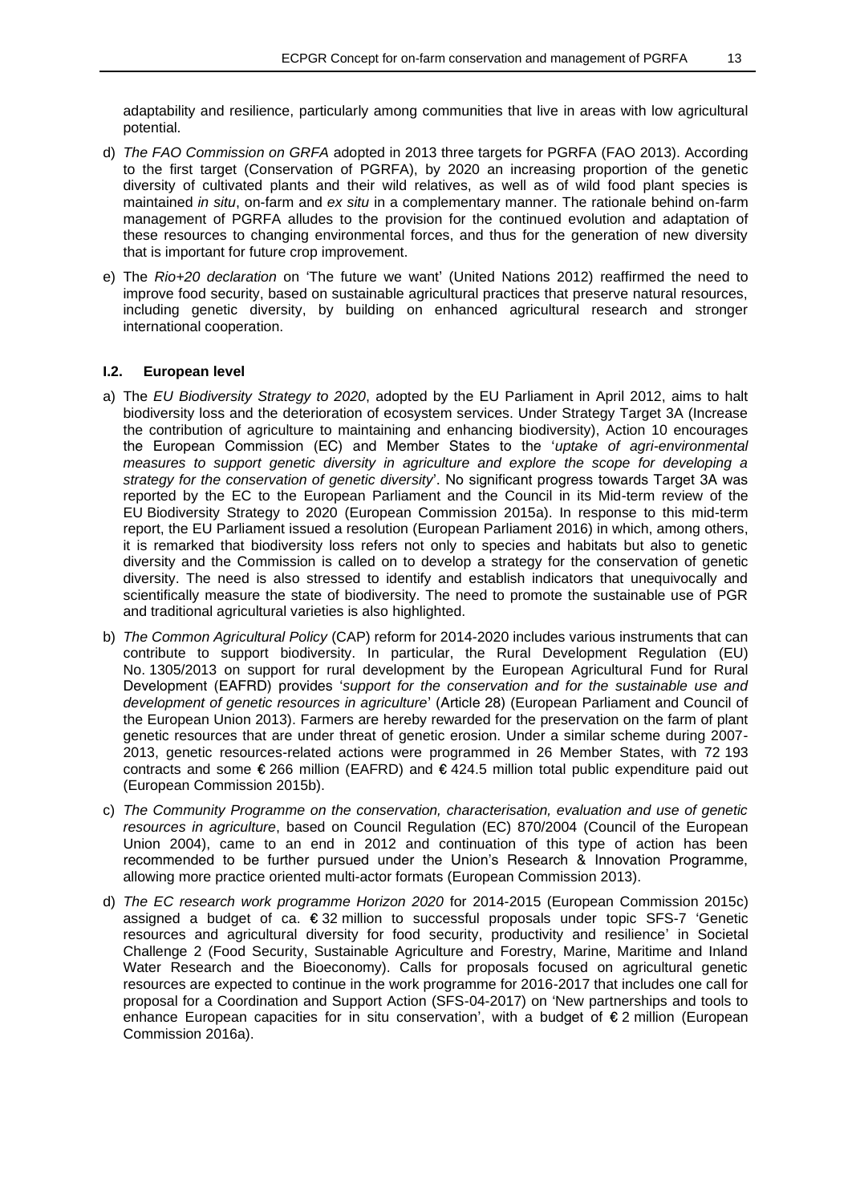adaptability and resilience, particularly among communities that live in areas with low agricultural potential.

d) *The FAO Commission on GRFA* adopted in 2013 three targets for PGRFA (FAO 2013). According to the first target (Conservation of PGRFA), by 2020 an increasing proportion of the genetic diversity of cultivated plants and their wild relatives, as well as of wild food plant species is maintained *in situ*, on-farm and *ex situ* in a complementary manner. The rationale behind on-farm management of PGRFA alludes to the provision for the continued evolution and adaptation of these resources to changing environmental forces, and thus for the generation of new diversity that is important for future crop improvement.

e) The *Rio+20 declaration* on 'The future we want' (United Nations 2012) reaffirmed the need to improve food security, based on sustainable agricultural practices that preserve natural resources, including genetic diversity, by building on enhanced agricultural research and stronger international cooperation.

### I.2. European level

a) The *EU Biodiversity Strategy to 2020*, adopted by the EU Parliament in April 2012, aims to halt biodiversity loss and the deterioration of ecosystem services. Under Strategy Target 3A (Increase the contribution of agriculture to maintaining and enhancing biodiversity), Action 10 encourages the European Commission (EC) and Member States to the '*uptake of agri-environmental measures to support genetic diversity in agriculture and explore the scope for developing a strategy for the conservation of genetic diversity*'. No significant progress towards Target 3A was reported by the EC to the European Parliament and the Council in its Mid-term review of the EU Biodiversity Strategy to 2020 (European Commission 2015a). In response to this mid-term report, the EU Parliament issued a resolution (European Parliament 2016) in which, among others, it is remarked that biodiversity loss refers not only to species and habitats but also to genetic diversity and the Commission is called on to develop a strategy for the conservation of genetic diversity. The need is also stressed to identify and establish indicators that unequivocally and scientifically measure the state of biodiversity. The need to promote the sustainable use of PGR and traditional agricultural varieties is also highlighted.

b) *The Common Agricultural Policy* (CAP) reform for 2014-2020 includes various instruments that can contribute to support biodiversity. In particular, the Rural Development Regulation (EU) No. 1305/2013 on support for rural development by the European Agricultural Fund for Rural Development (EAFRD) provides '*support for the conservation and for the sustainable use and development of genetic resources in agriculture*' (Article 28) (European Parliament and Council of the European Union 2013). Farmers are hereby rewarded for the preservation on the farm of plant genetic resources that are under threat of genetic erosion. Under a similar scheme during 2007-2013, genetic resources-related actions were programmed in 26 Member States, with 72 193 contracts and some € 266 million (EAFRD) and € 424.5 million total public expenditure paid out (European Commission 2015b).

c) *The Community Programme on the conservation, characterisation, evaluation and use of genetic resources in agriculture*, based on Council Regulation (EC) 870/2004 (Council of the European Union 2004), came to an end in 2012 and continuation of this type of action has been recommended to be further pursued under the Union's Research & Innovation Programme, allowing more practice oriented multi-actor formats (European Commission 2013).

d) *The EC research work programme Horizon 2020* for 2014-2015 (European Commission 2015c) assigned a budget of ca. € 32 million to successful proposals under topic SFS-7 'Genetic resources and agricultural diversity for food security, productivity and resilience' in Societal Challenge 2 (Food Security, Sustainable Agriculture and Forestry, Marine, Maritime and Inland Water Research and the Bioeconomy). Calls for proposals focused on agricultural genetic resources are expected to continue in the work programme for 2016-2017 that includes one call for proposal for a Coordination and Support Action (SFS-04-2017) on 'New partnerships and tools to enhance European capacities for in situ conservation', with a budget of € 2 million (European Commission 2016a).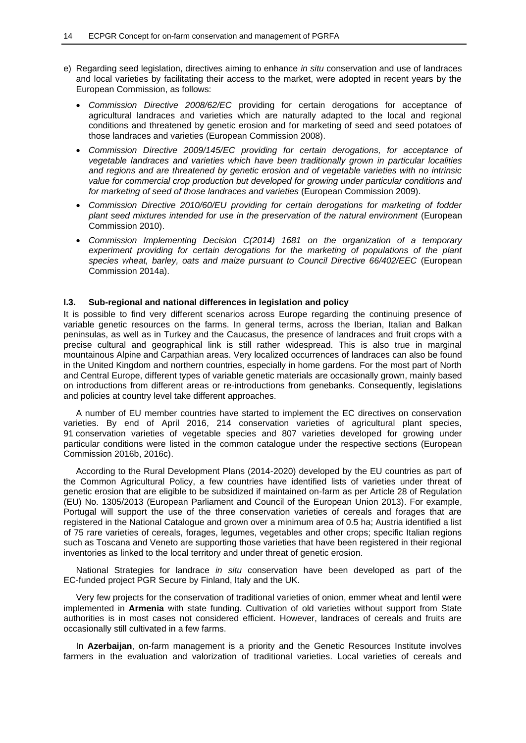e) Regarding seed legislation, directives aiming to enhance *in situ* conservation and use of landraces and local varieties by facilitating their access to the market, were adopted in recent years by the European Commission, as follows:

   - *Commission Directive 2008/62/EC* providing for certain derogations for acceptance of agricultural landraces and varieties which are naturally adapted to the local and regional conditions and threatened by genetic erosion and for marketing of seed and seed potatoes of those landraces and varieties (European Commission 2008).
   - *Commission Directive 2009/145/EC providing for certain derogations, for acceptance of vegetable landraces and varieties which have been traditionally grown in particular localities and regions and are threatened by genetic erosion and of vegetable varieties with no intrinsic value for commercial crop production but developed for growing under particular conditions and for marketing of seed of those landraces and varieties* (European Commission 2009).
   - *Commission Directive 2010/60/EU providing for certain derogations for marketing of fodder plant seed mixtures intended for use in the preservation of the natural environment* (European Commission 2010).
   - *Commission Implementing Decision C(2014) 1681 on the organization of a temporary experiment providing for certain derogations for the marketing of populations of the plant species wheat, barley, oats and maize pursuant to Council Directive 66/402/EEC* (European Commission 2014a).

### I.3. Sub-regional and national differences in legislation and policy

It is possible to find very different scenarios across Europe regarding the continuing presence of variable genetic resources on the farms. In general terms, across the Iberian, Italian and Balkan peninsulas, as well as in Turkey and the Caucasus, the presence of landraces and fruit crops with a precise cultural and geographical link is still rather widespread. This is also true in marginal mountainous Alpine and Carpathian areas. Very localized occurrences of landraces can also be found in the United Kingdom and northern countries, especially in home gardens. For the most part of North and Central Europe, different types of variable genetic materials are occasionally grown, mainly based on introductions from different areas or re-introductions from genebanks. Consequently, legislations and policies at country level take different approaches.

A number of EU member countries have started to implement the EC directives on conservation varieties. By end of April 2016, 214 conservation varieties of agricultural plant species, 91 conservation varieties of vegetable species and 807 varieties developed for growing under particular conditions were listed in the common catalogue under the respective sections (European Commission 2016b, 2016c).

According to the Rural Development Plans (2014-2020) developed by the EU countries as part of the Common Agricultural Policy, a few countries have identified lists of varieties under threat of genetic erosion that are eligible to be subsidized if maintained on-farm as per Article 28 of Regulation (EU) No. 1305/2013 (European Parliament and Council of the European Union 2013). For example, Portugal will support the use of the three conservation varieties of cereals and forages that are registered in the National Catalogue and grown over a minimum area of 0.5 ha; Austria identified a list of 75 rare varieties of cereals, forages, legumes, vegetables and other crops; specific Italian regions such as Toscana and Veneto are supporting those varieties that have been registered in their regional inventories as linked to the local territory and under threat of genetic erosion.

National Strategies for landrace *in situ* conservation have been developed as part of the EC-funded project PGR Secure by Finland, Italy and the UK.

Very few projects for the conservation of traditional varieties of onion, emmer wheat and lentil were implemented in **Armenia** with state funding. Cultivation of old varieties without support from State authorities is in most cases not considered efficient. However, landraces of cereals and fruits are occasionally still cultivated in a few farms.

In **Azerbaijan**, on-farm management is a priority and the Genetic Resources Institute involves farmers in the evaluation and valorization of traditional varieties. Local varieties of cereals and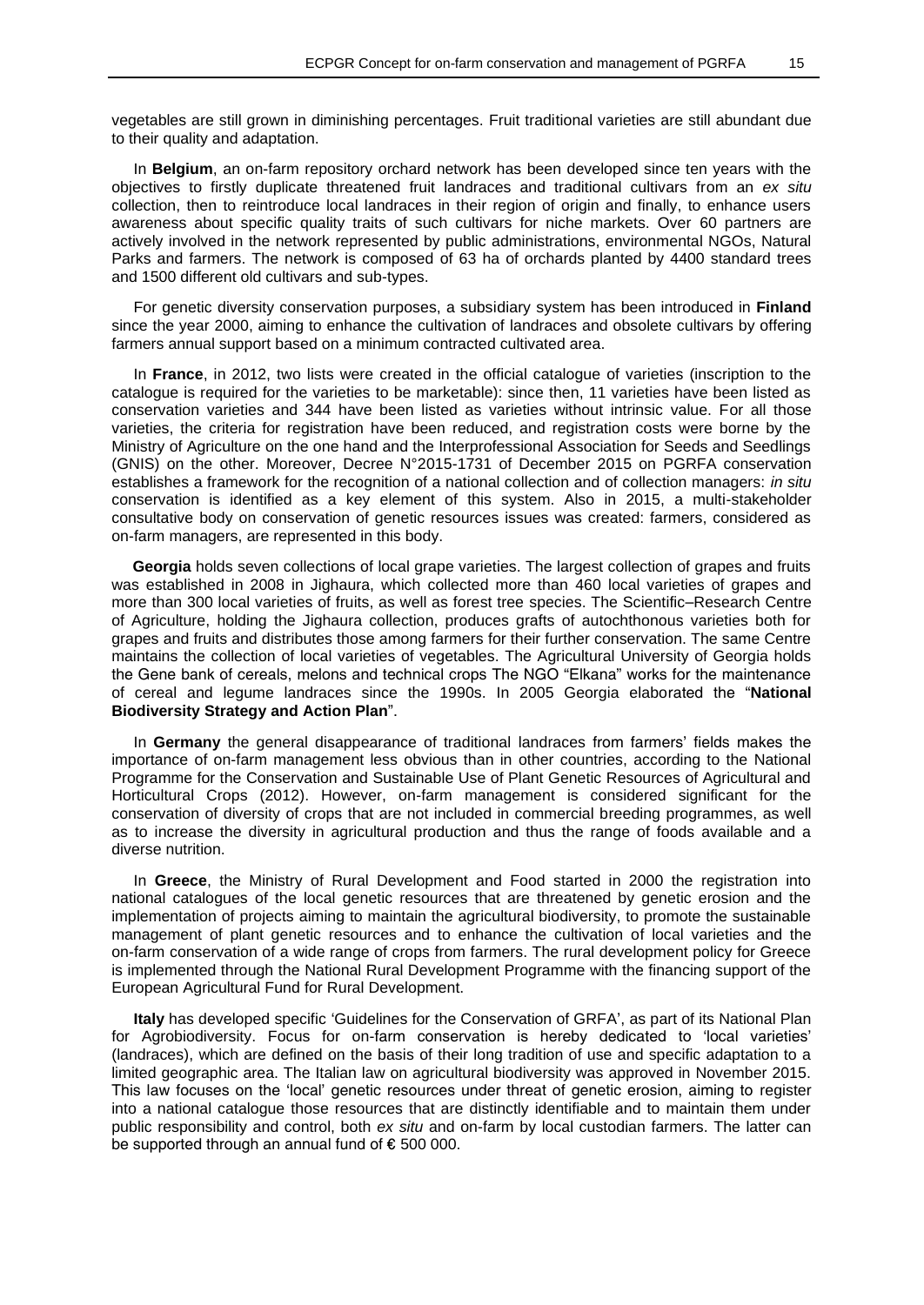vegetables are still grown in diminishing percentages. Fruit traditional varieties are still abundant due to their quality and adaptation.

In **Belgium**, an on-farm repository orchard network has been developed since ten years with the objectives to firstly duplicate threatened fruit landraces and traditional cultivars from an *ex situ* collection, then to reintroduce local landraces in their region of origin and finally, to enhance users awareness about specific quality traits of such cultivars for niche markets. Over 60 partners are actively involved in the network represented by public administrations, environmental NGOs, Natural Parks and farmers. The network is composed of 63 ha of orchards planted by 4400 standard trees and 1500 different old cultivars and sub-types.

For genetic diversity conservation purposes, a subsidiary system has been introduced in **Finland** since the year 2000, aiming to enhance the cultivation of landraces and obsolete cultivars by offering farmers annual support based on a minimum contracted cultivated area.

In **France**, in 2012, two lists were created in the official catalogue of varieties (inscription to the catalogue is required for the varieties to be marketable): since then, 11 varieties have been listed as conservation varieties and 344 have been listed as varieties without intrinsic value. For all those varieties, the criteria for registration have been reduced, and registration costs were borne by the Ministry of Agriculture on the one hand and the Interprofessional Association for Seeds and Seedlings (GNIS) on the other. Moreover, Decree N°2015-1731 of December 2015 on PGRFA conservation establishes a framework for the recognition of a national collection and of collection managers: *in situ* conservation is identified as a key element of this system. Also in 2015, a multi-stakeholder consultative body on conservation of genetic resources issues was created: farmers, considered as on-farm managers, are represented in this body.

**Georgia** holds seven collections of local grape varieties. The largest collection of grapes and fruits was established in 2008 in Jighaura, which collected more than 460 local varieties of grapes and more than 300 local varieties of fruits, as well as forest tree species. The Scientific–Research Centre of Agriculture, holding the Jighaura collection, produces grafts of autochthonous varieties both for grapes and fruits and distributes those among farmers for their further conservation. The same Centre maintains the collection of local varieties of vegetables. The Agricultural University of Georgia holds the Gene bank of cereals, melons and technical crops The NGO "Elkana" works for the maintenance of cereal and legume landraces since the 1990s. In 2005 Georgia elaborated the "**National Biodiversity Strategy and Action Plan**".

In **Germany** the general disappearance of traditional landraces from farmers' fields makes the importance of on-farm management less obvious than in other countries, according to the National Programme for the Conservation and Sustainable Use of Plant Genetic Resources of Agricultural and Horticultural Crops (2012). However, on-farm management is considered significant for the conservation of diversity of crops that are not included in commercial breeding programmes, as well as to increase the diversity in agricultural production and thus the range of foods available and a diverse nutrition.

In **Greece**, the Ministry of Rural Development and Food started in 2000 the registration into national catalogues of the local genetic resources that are threatened by genetic erosion and the implementation of projects aiming to maintain the agricultural biodiversity, to promote the sustainable management of plant genetic resources and to enhance the cultivation of local varieties and the on-farm conservation of a wide range of crops from farmers. The rural development policy for Greece is implemented through the National Rural Development Programme with the financing support of the European Agricultural Fund for Rural Development.

**Italy** has developed specific 'Guidelines for the Conservation of GRFA', as part of its National Plan for Agrobiodiversity. Focus for on-farm conservation is hereby dedicated to 'local varieties' (landraces), which are defined on the basis of their long tradition of use and specific adaptation to a limited geographic area. The Italian law on agricultural biodiversity was approved in November 2015. This law focuses on the 'local' genetic resources under threat of genetic erosion, aiming to register into a national catalogue those resources that are distinctly identifiable and to maintain them under public responsibility and control, both *ex situ* and on-farm by local custodian farmers. The latter can be supported through an annual fund of **€** 500 000.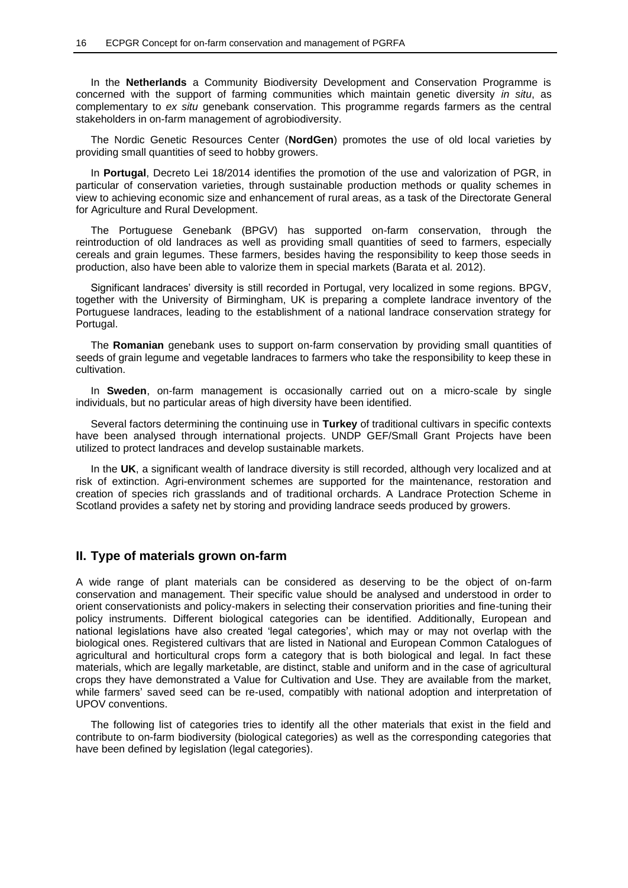In the **Netherlands** a Community Biodiversity Development and Conservation Programme is concerned with the support of farming communities which maintain genetic diversity *in situ*, as complementary to *ex situ* genebank conservation. This programme regards farmers as the central stakeholders in on-farm management of agrobiodiversity.

The Nordic Genetic Resources Center (**NordGen**) promotes the use of old local varieties by providing small quantities of seed to hobby growers.

In **Portugal**, Decreto Lei 18/2014 identifies the promotion of the use and valorization of PGR, in particular of conservation varieties, through sustainable production methods or quality schemes in view to achieving economic size and enhancement of rural areas, as a task of the Directorate General for Agriculture and Rural Development.

The Portuguese Genebank (BPGV) has supported on-farm conservation, through the reintroduction of old landraces as well as providing small quantities of seed to farmers, especially cereals and grain legumes. These farmers, besides having the responsibility to keep those seeds in production, also have been able to valorize them in special markets (Barata et al*.* 2012).

Significant landraces' diversity is still recorded in Portugal, very localized in some regions. BPGV, together with the University of Birmingham, UK is preparing a complete landrace inventory of the Portuguese landraces, leading to the establishment of a national landrace conservation strategy for Portugal.

The **Romanian** genebank uses to support on-farm conservation by providing small quantities of seeds of grain legume and vegetable landraces to farmers who take the responsibility to keep these in cultivation.

In **Sweden**, on-farm management is occasionally carried out on a micro-scale by single individuals, but no particular areas of high diversity have been identified.

Several factors determining the continuing use in **Turkey** of traditional cultivars in specific contexts have been analysed through international projects. UNDP GEF/Small Grant Projects have been utilized to protect landraces and develop sustainable markets.

In the **UK**, a significant wealth of landrace diversity is still recorded, although very localized and at risk of extinction. Agri-environment schemes are supported for the maintenance, restoration and creation of species rich grasslands and of traditional orchards. A Landrace Protection Scheme in Scotland provides a safety net by storing and providing landrace seeds produced by growers.

## II. Type of materials grown on-farm

A wide range of plant materials can be considered as deserving to be the object of on-farm conservation and management. Their specific value should be analysed and understood in order to orient conservationists and policy-makers in selecting their conservation priorities and fine-tuning their policy instruments. Different biological categories can be identified. Additionally, European and national legislations have also created 'legal categories', which may or may not overlap with the biological ones. Registered cultivars that are listed in National and European Common Catalogues of agricultural and horticultural crops form a category that is both biological and legal. In fact these materials, which are legally marketable, are distinct, stable and uniform and in the case of agricultural crops they have demonstrated a Value for Cultivation and Use. They are available from the market, while farmers' saved seed can be re-used, compatibly with national adoption and interpretation of UPOV conventions.

The following list of categories tries to identify all the other materials that exist in the field and contribute to on-farm biodiversity (biological categories) as well as the corresponding categories that have been defined by legislation (legal categories).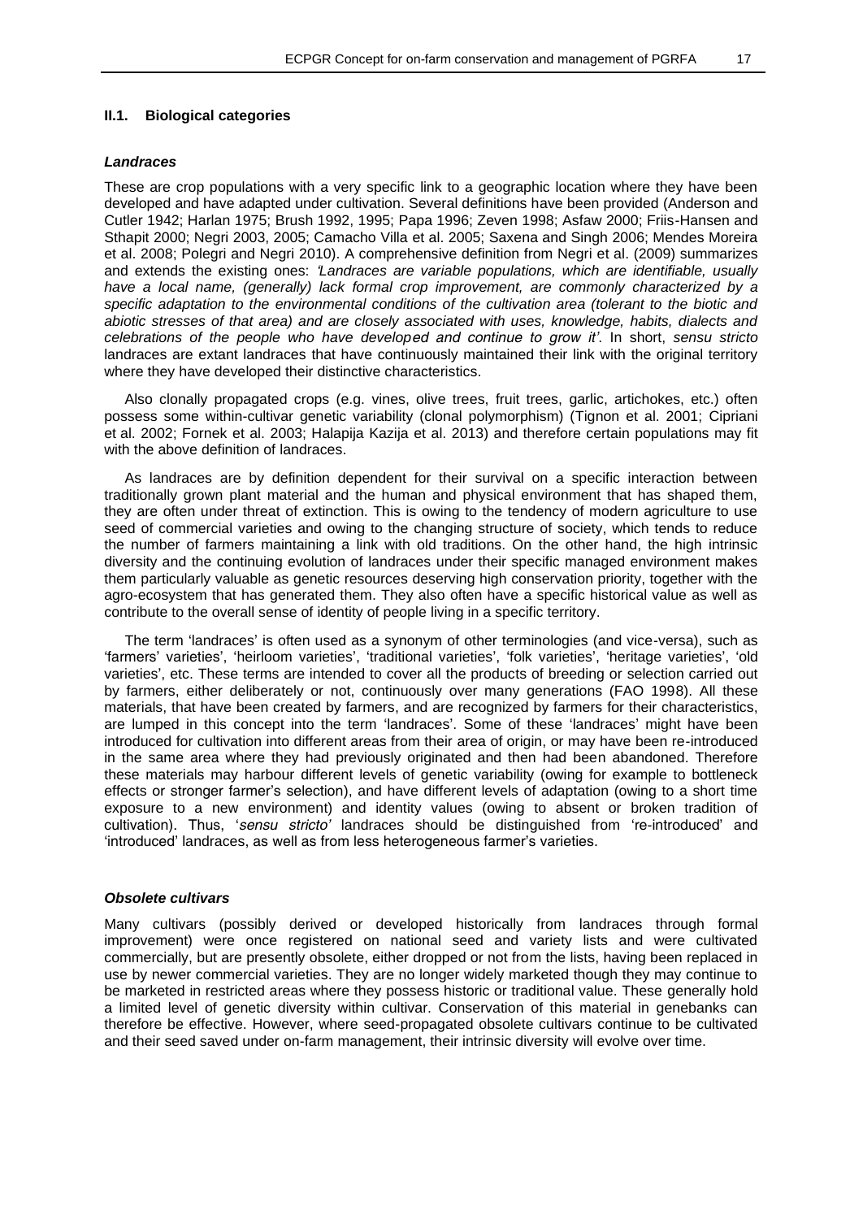### II.1. Biological categories

#### *Landraces*

These are crop populations with a very specific link to a geographic location where they have been developed and have adapted under cultivation. Several definitions have been provided (Anderson and Cutler 1942; Harlan 1975; Brush 1992, 1995; Papa 1996; Zeven 1998; Asfaw 2000; Friis-Hansen and Sthapit 2000; Negri 2003, 2005; Camacho Villa et al. 2005; Saxena and Singh 2006; Mendes Moreira et al. 2008; Polegri and Negri 2010). A comprehensive definition from Negri et al. (2009) summarizes and extends the existing ones: *'Landraces are variable populations, which are identifiable, usually have a local name, (generally) lack formal crop improvement, are commonly characterized by a specific adaptation to the environmental conditions of the cultivation area (tolerant to the biotic and abiotic stresses of that area) and are closely associated with uses, knowledge, habits, dialects and celebrations of the people who have developed and continue to grow it'*. In short, *sensu stricto* landraces are extant landraces that have continuously maintained their link with the original territory where they have developed their distinctive characteristics.

Also clonally propagated crops (e.g. vines, olive trees, fruit trees, garlic, artichokes, etc.) often possess some within-cultivar genetic variability (clonal polymorphism) (Tignon et al. 2001; Cipriani et al. 2002; Fornek et al. 2003; Halapija Kazija et al. 2013) and therefore certain populations may fit with the above definition of landraces.

As landraces are by definition dependent for their survival on a specific interaction between traditionally grown plant material and the human and physical environment that has shaped them, they are often under threat of extinction. This is owing to the tendency of modern agriculture to use seed of commercial varieties and owing to the changing structure of society, which tends to reduce the number of farmers maintaining a link with old traditions. On the other hand, the high intrinsic diversity and the continuing evolution of landraces under their specific managed environment makes them particularly valuable as genetic resources deserving high conservation priority, together with the agro-ecosystem that has generated them. They also often have a specific historical value as well as contribute to the overall sense of identity of people living in a specific territory.

The term 'landraces' is often used as a synonym of other terminologies (and vice-versa), such as 'farmers' varieties', 'heirloom varieties', 'traditional varieties', 'folk varieties', 'heritage varieties', 'old varieties', etc. These terms are intended to cover all the products of breeding or selection carried out by farmers, either deliberately or not, continuously over many generations (FAO 1998). All these materials, that have been created by farmers, and are recognized by farmers for their characteristics, are lumped in this concept into the term 'landraces'. Some of these 'landraces' might have been introduced for cultivation into different areas from their area of origin, or may have been re-introduced in the same area where they had previously originated and then had been abandoned. Therefore these materials may harbour different levels of genetic variability (owing for example to bottleneck effects or stronger farmer's selection), and have different levels of adaptation (owing to a short time exposure to a new environment) and identity values (owing to absent or broken tradition of cultivation). Thus, '*sensu stricto'* landraces should be distinguished from 're-introduced' and 'introduced' landraces, as well as from less heterogeneous farmer's varieties.

#### *Obsolete cultivars*

Many cultivars (possibly derived or developed historically from landraces through formal improvement) were once registered on national seed and variety lists and were cultivated commercially, but are presently obsolete, either dropped or not from the lists, having been replaced in use by newer commercial varieties. They are no longer widely marketed though they may continue to be marketed in restricted areas where they possess historic or traditional value. These generally hold a limited level of genetic diversity within cultivar. Conservation of this material in genebanks can therefore be effective. However, where seed-propagated obsolete cultivars continue to be cultivated and their seed saved under on-farm management, their intrinsic diversity will evolve over time.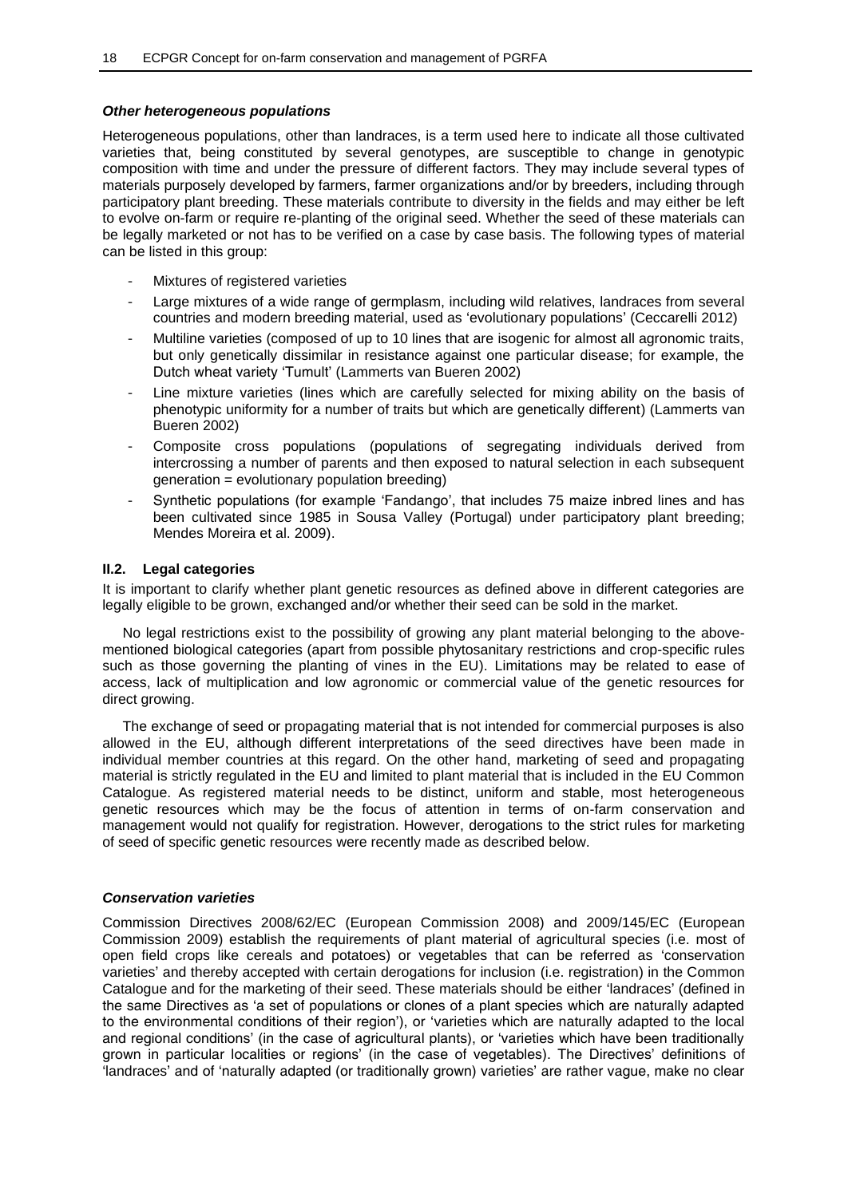### *Other heterogeneous populations*

Heterogeneous populations, other than landraces, is a term used here to indicate all those cultivated varieties that, being constituted by several genotypes, are susceptible to change in genotypic composition with time and under the pressure of different factors. They may include several types of materials purposely developed by farmers, farmer organizations and/or by breeders, including through participatory plant breeding. These materials contribute to diversity in the fields and may either be left to evolve on-farm or require re-planting of the original seed. Whether the seed of these materials can be legally marketed or not has to be verified on a case by case basis. The following types of material can be listed in this group:

- Mixtures of registered varieties
- Large mixtures of a wide range of germplasm, including wild relatives, landraces from several countries and modern breeding material, used as 'evolutionary populations' (Ceccarelli 2012)
- Multiline varieties (composed of up to 10 lines that are isogenic for almost all agronomic traits, but only genetically dissimilar in resistance against one particular disease; for example, the Dutch wheat variety 'Tumult' (Lammerts van Bueren 2002)
- Line mixture varieties (lines which are carefully selected for mixing ability on the basis of phenotypic uniformity for a number of traits but which are genetically different) (Lammerts van Bueren 2002)
- Composite cross populations (populations of segregating individuals derived from intercrossing a number of parents and then exposed to natural selection in each subsequent generation = evolutionary population breeding)
- Synthetic populations (for example 'Fandango', that includes 75 maize inbred lines and has been cultivated since 1985 in Sousa Valley (Portugal) under participatory plant breeding; Mendes Moreira et al. 2009).

## II.2. Legal categories

It is important to clarify whether plant genetic resources as defined above in different categories are legally eligible to be grown, exchanged and/or whether their seed can be sold in the market.

No legal restrictions exist to the possibility of growing any plant material belonging to the above-mentioned biological categories (apart from possible phytosanitary restrictions and crop-specific rules such as those governing the planting of vines in the EU). Limitations may be related to ease of access, lack of multiplication and low agronomic or commercial value of the genetic resources for direct growing.

The exchange of seed or propagating material that is not intended for commercial purposes is also allowed in the EU, although different interpretations of the seed directives have been made in individual member countries at this regard. On the other hand, marketing of seed and propagating material is strictly regulated in the EU and limited to plant material that is included in the EU Common Catalogue. As registered material needs to be distinct, uniform and stable, most heterogeneous genetic resources which may be the focus of attention in terms of on-farm conservation and management would not qualify for registration. However, derogations to the strict rules for marketing of seed of specific genetic resources were recently made as described below.

### *Conservation varieties*

Commission Directives 2008/62/EC (European Commission 2008) and 2009/145/EC (European Commission 2009) establish the requirements of plant material of agricultural species (i.e. most of open field crops like cereals and potatoes) or vegetables that can be referred as 'conservation varieties' and thereby accepted with certain derogations for inclusion (i.e. registration) in the Common Catalogue and for the marketing of their seed. These materials should be either 'landraces' (defined in the same Directives as 'a set of populations or clones of a plant species which are naturally adapted to the environmental conditions of their region'), or 'varieties which are naturally adapted to the local and regional conditions' (in the case of agricultural plants), or 'varieties which have been traditionally grown in particular localities or regions' (in the case of vegetables). The Directives' definitions of 'landraces' and of 'naturally adapted (or traditionally grown) varieties' are rather vague, make no clear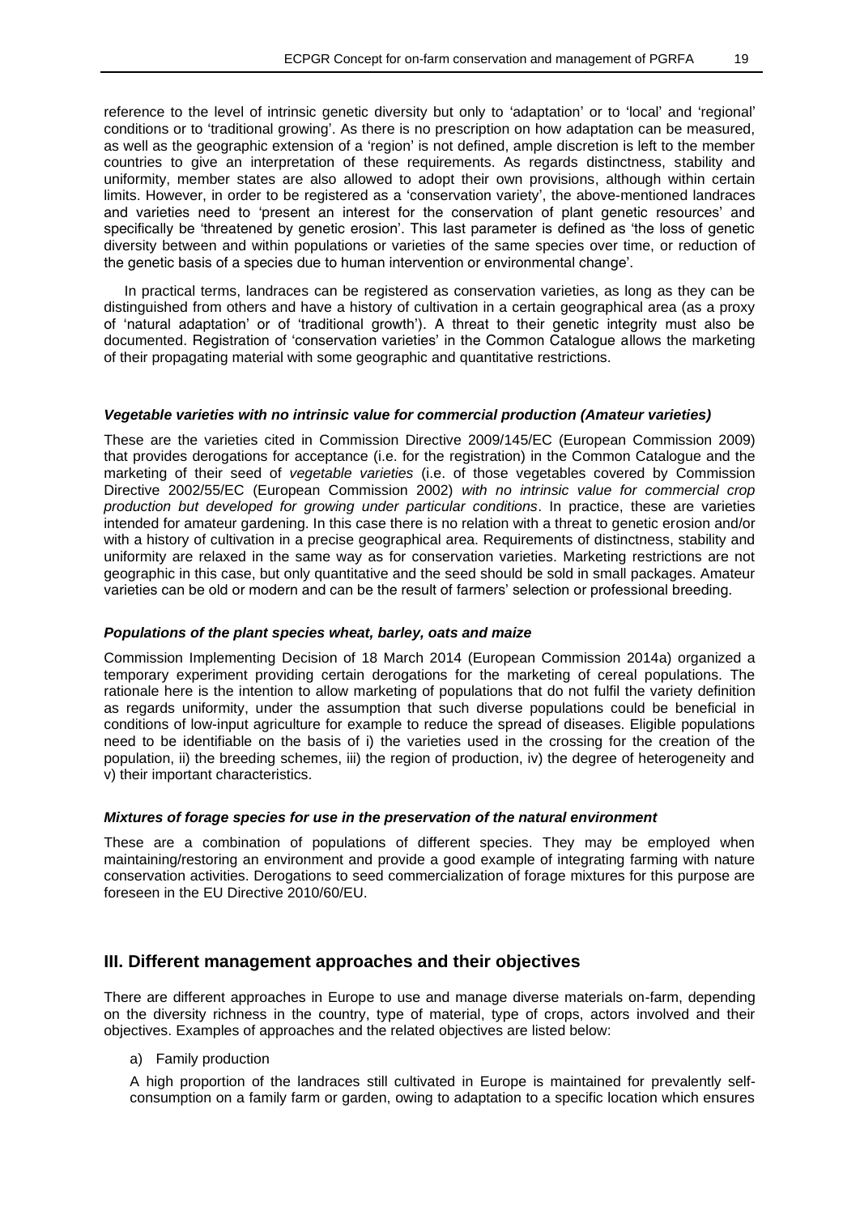reference to the level of intrinsic genetic diversity but only to 'adaptation' or to 'local' and 'regional' conditions or to 'traditional growing'. As there is no prescription on how adaptation can be measured, as well as the geographic extension of a 'region' is not defined, ample discretion is left to the member countries to give an interpretation of these requirements. As regards distinctness, stability and uniformity, member states are also allowed to adopt their own provisions, although within certain limits. However, in order to be registered as a 'conservation variety', the above-mentioned landraces and varieties need to 'present an interest for the conservation of plant genetic resources' and specifically be 'threatened by genetic erosion'. This last parameter is defined as 'the loss of genetic diversity between and within populations or varieties of the same species over time, or reduction of the genetic basis of a species due to human intervention or environmental change'.

In practical terms, landraces can be registered as conservation varieties, as long as they can be distinguished from others and have a history of cultivation in a certain geographical area (as a proxy of 'natural adaptation' or of 'traditional growth'). A threat to their genetic integrity must also be documented. Registration of 'conservation varieties' in the Common Catalogue allows the marketing of their propagating material with some geographic and quantitative restrictions.

#### *Vegetable varieties with no intrinsic value for commercial production (Amateur varieties)*

These are the varieties cited in Commission Directive 2009/145/EC (European Commission 2009) that provides derogations for acceptance (i.e. for the registration) in the Common Catalogue and the marketing of their seed of *vegetable varieties* (i.e. of those vegetables covered by Commission Directive 2002/55/EC (European Commission 2002) *with no intrinsic value for commercial crop production but developed for growing under particular conditions*. In practice, these are varieties intended for amateur gardening. In this case there is no relation with a threat to genetic erosion and/or with a history of cultivation in a precise geographical area. Requirements of distinctness, stability and uniformity are relaxed in the same way as for conservation varieties. Marketing restrictions are not geographic in this case, but only quantitative and the seed should be sold in small packages. Amateur varieties can be old or modern and can be the result of farmers' selection or professional breeding.

#### *Populations of the plant species wheat, barley, oats and maize*

Commission Implementing Decision of 18 March 2014 (European Commission 2014a) organized a temporary experiment providing certain derogations for the marketing of cereal populations. The rationale here is the intention to allow marketing of populations that do not fulfil the variety definition as regards uniformity, under the assumption that such diverse populations could be beneficial in conditions of low-input agriculture for example to reduce the spread of diseases. Eligible populations need to be identifiable on the basis of i) the varieties used in the crossing for the creation of the population, ii) the breeding schemes, iii) the region of production, iv) the degree of heterogeneity and v) their important characteristics.

#### *Mixtures of forage species for use in the preservation of the natural environment*

These are a combination of populations of different species. They may be employed when maintaining/restoring an environment and provide a good example of integrating farming with nature conservation activities. Derogations to seed commercialization of forage mixtures for this purpose are foreseen in the EU Directive 2010/60/EU.

## III. Different management approaches and their objectives

There are different approaches in Europe to use and manage diverse materials on-farm, depending on the diversity richness in the country, type of material, type of crops, actors involved and their objectives. Examples of approaches and the related objectives are listed below:

a) Family production

A high proportion of the landraces still cultivated in Europe is maintained for prevalently self-consumption on a family farm or garden, owing to adaptation to a specific location which ensures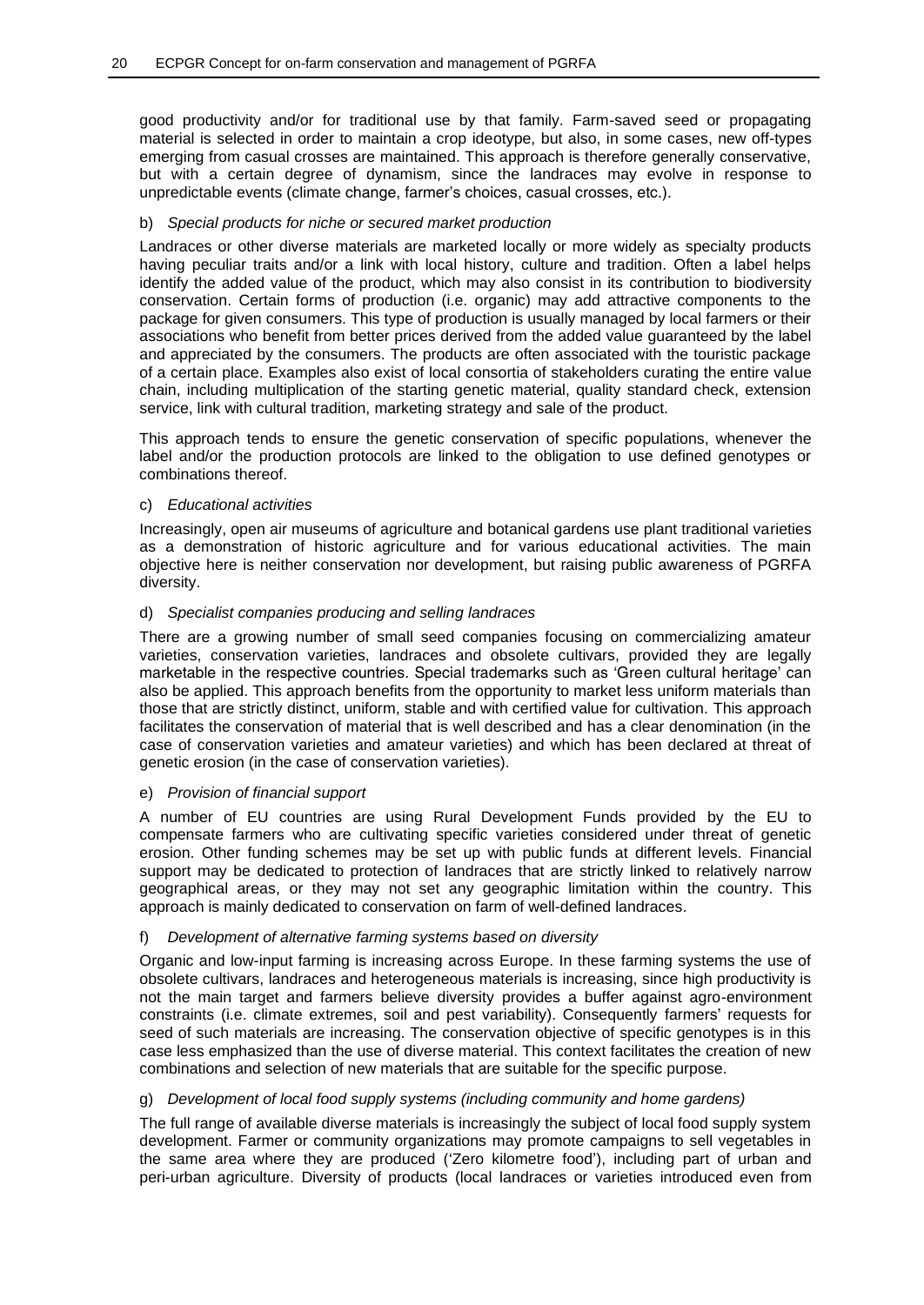good productivity and/or for traditional use by that family. Farm-saved seed or propagating material is selected in order to maintain a crop ideotype, but also, in some cases, new off-types emerging from casual crosses are maintained. This approach is therefore generally conservative, but with a certain degree of dynamism, since the landraces may evolve in response to unpredictable events (climate change, farmer's choices, casual crosses, etc.).

b) *Special products for niche or secured market production*

Landraces or other diverse materials are marketed locally or more widely as specialty products having peculiar traits and/or a link with local history, culture and tradition. Often a label helps identify the added value of the product, which may also consist in its contribution to biodiversity conservation. Certain forms of production (i.e. organic) may add attractive components to the package for given consumers. This type of production is usually managed by local farmers or their associations who benefit from better prices derived from the added value guaranteed by the label and appreciated by the consumers. The products are often associated with the touristic package of a certain place. Examples also exist of local consortia of stakeholders curating the entire value chain, including multiplication of the starting genetic material, quality standard check, extension service, link with cultural tradition, marketing strategy and sale of the product.

This approach tends to ensure the genetic conservation of specific populations, whenever the label and/or the production protocols are linked to the obligation to use defined genotypes or combinations thereof.

c) *Educational activities*

Increasingly, open air museums of agriculture and botanical gardens use plant traditional varieties as a demonstration of historic agriculture and for various educational activities. The main objective here is neither conservation nor development, but raising public awareness of PGRFA diversity.

d) *Specialist companies producing and selling landraces*

There are a growing number of small seed companies focusing on commercializing amateur varieties, conservation varieties, landraces and obsolete cultivars, provided they are legally marketable in the respective countries. Special trademarks such as 'Green cultural heritage' can also be applied. This approach benefits from the opportunity to market less uniform materials than those that are strictly distinct, uniform, stable and with certified value for cultivation. This approach facilitates the conservation of material that is well described and has a clear denomination (in the case of conservation varieties and amateur varieties) and which has been declared at threat of genetic erosion (in the case of conservation varieties).

e) *Provision of financial support*

A number of EU countries are using Rural Development Funds provided by the EU to compensate farmers who are cultivating specific varieties considered under threat of genetic erosion. Other funding schemes may be set up with public funds at different levels. Financial support may be dedicated to protection of landraces that are strictly linked to relatively narrow geographical areas, or they may not set any geographic limitation within the country. This approach is mainly dedicated to conservation on farm of well-defined landraces.

f) *Development of alternative farming systems based on diversity*

Organic and low-input farming is increasing across Europe. In these farming systems the use of obsolete cultivars, landraces and heterogeneous materials is increasing, since high productivity is not the main target and farmers believe diversity provides a buffer against agro-environment constraints (i.e. climate extremes, soil and pest variability). Consequently farmers' requests for seed of such materials are increasing. The conservation objective of specific genotypes is in this case less emphasized than the use of diverse material. This context facilitates the creation of new combinations and selection of new materials that are suitable for the specific purpose.

g) *Development of local food supply systems (including community and home gardens)*

The full range of available diverse materials is increasingly the subject of local food supply system development. Farmer or community organizations may promote campaigns to sell vegetables in the same area where they are produced ('Zero kilometre food'), including part of urban and peri-urban agriculture. Diversity of products (local landraces or varieties introduced even from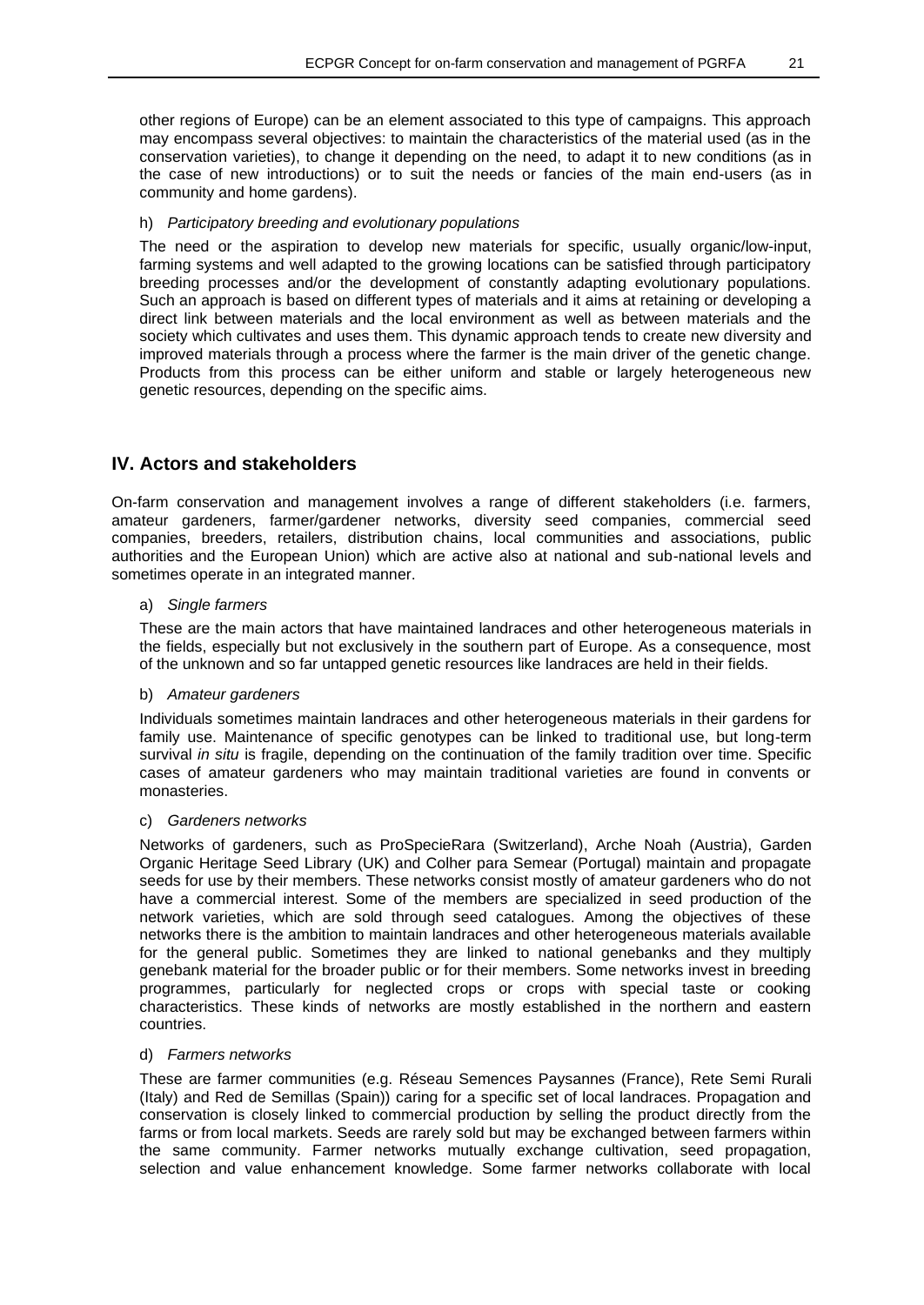other regions of Europe) can be an element associated to this type of campaigns. This approach may encompass several objectives: to maintain the characteristics of the material used (as in the conservation varieties), to change it depending on the need, to adapt it to new conditions (as in the case of new introductions) or to suit the needs or fancies of the main end-users (as in community and home gardens).

h) *Participatory breeding and evolutionary populations*

The need or the aspiration to develop new materials for specific, usually organic/low-input, farming systems and well adapted to the growing locations can be satisfied through participatory breeding processes and/or the development of constantly adapting evolutionary populations. Such an approach is based on different types of materials and it aims at retaining or developing a direct link between materials and the local environment as well as between materials and the society which cultivates and uses them. This dynamic approach tends to create new diversity and improved materials through a process where the farmer is the main driver of the genetic change. Products from this process can be either uniform and stable or largely heterogeneous new genetic resources, depending on the specific aims.

## IV. Actors and stakeholders

On-farm conservation and management involves a range of different stakeholders (i.e. farmers, amateur gardeners, farmer/gardener networks, diversity seed companies, commercial seed companies, breeders, retailers, distribution chains, local communities and associations, public authorities and the European Union) which are active also at national and sub-national levels and sometimes operate in an integrated manner.

a) *Single farmers*

These are the main actors that have maintained landraces and other heterogeneous materials in the fields, especially but not exclusively in the southern part of Europe. As a consequence, most of the unknown and so far untapped genetic resources like landraces are held in their fields.

b) *Amateur gardeners*

Individuals sometimes maintain landraces and other heterogeneous materials in their gardens for family use. Maintenance of specific genotypes can be linked to traditional use, but long-term survival *in situ* is fragile, depending on the continuation of the family tradition over time. Specific cases of amateur gardeners who may maintain traditional varieties are found in convents or monasteries.

c) *Gardeners networks*

Networks of gardeners, such as ProSpecieRara (Switzerland), Arche Noah (Austria), Garden Organic Heritage Seed Library (UK) and Colher para Semear (Portugal) maintain and propagate seeds for use by their members. These networks consist mostly of amateur gardeners who do not have a commercial interest. Some of the members are specialized in seed production of the network varieties, which are sold through seed catalogues. Among the objectives of these networks there is the ambition to maintain landraces and other heterogeneous materials available for the general public. Sometimes they are linked to national genebanks and they multiply genebank material for the broader public or for their members. Some networks invest in breeding programmes, particularly for neglected crops or crops with special taste or cooking characteristics. These kinds of networks are mostly established in the northern and eastern countries.

d) *Farmers networks*

These are farmer communities (e.g. Réseau Semences Paysannes (France), Rete Semi Rurali (Italy) and Red de Semillas (Spain)) caring for a specific set of local landraces. Propagation and conservation is closely linked to commercial production by selling the product directly from the farms or from local markets. Seeds are rarely sold but may be exchanged between farmers within the same community. Farmer networks mutually exchange cultivation, seed propagation, selection and value enhancement knowledge. Some farmer networks collaborate with local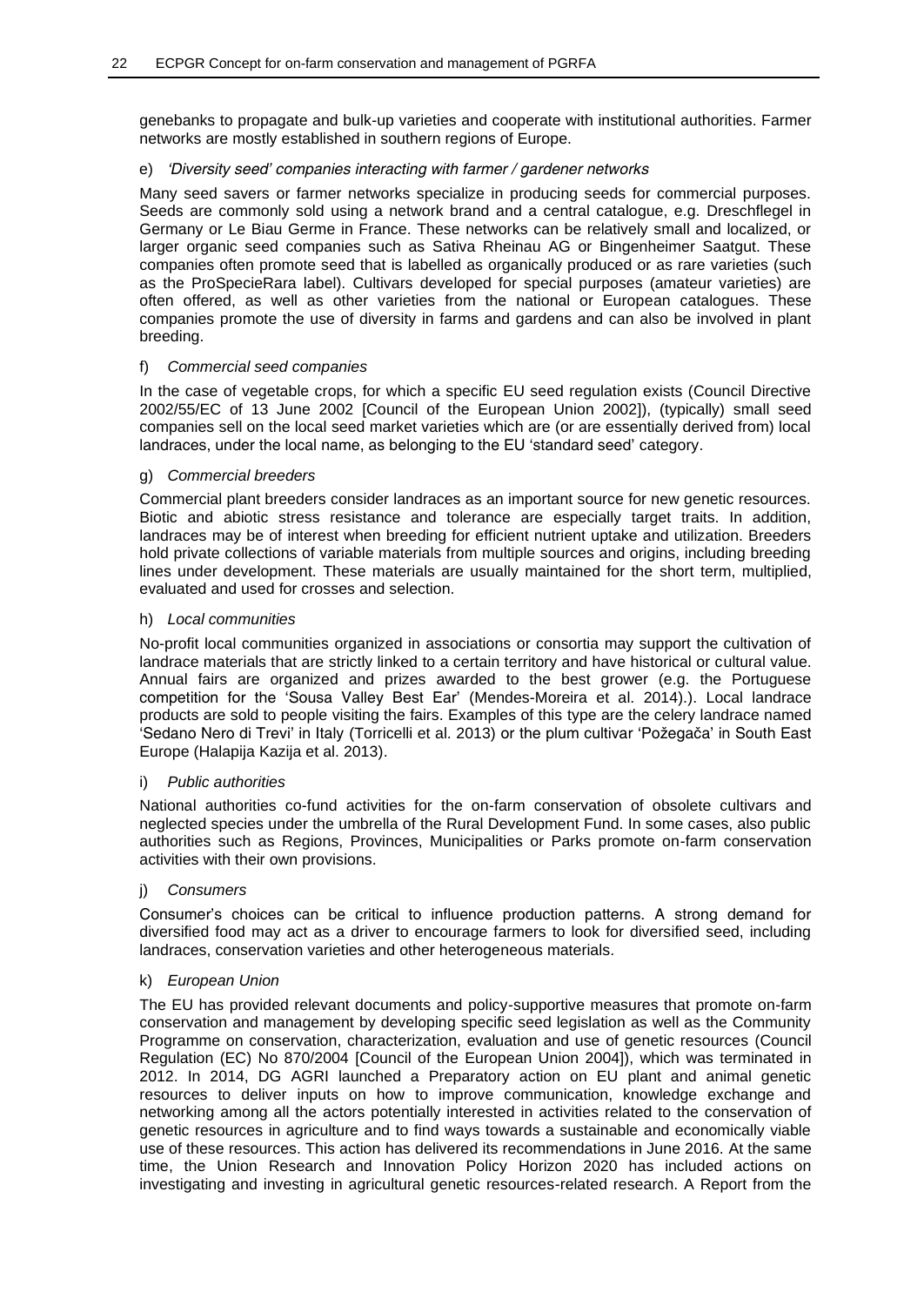genebanks to propagate and bulk-up varieties and cooperate with institutional authorities. Farmer networks are mostly established in southern regions of Europe.

e) *'Diversity seed' companies interacting with farmer / gardener networks*

Many seed savers or farmer networks specialize in producing seeds for commercial purposes. Seeds are commonly sold using a network brand and a central catalogue, e.g. Dreschflegel in Germany or Le Biau Germe in France. These networks can be relatively small and localized, or larger organic seed companies such as Sativa Rheinau AG or Bingenheimer Saatgut. These companies often promote seed that is labelled as organically produced or as rare varieties (such as the ProSpecieRara label). Cultivars developed for special purposes (amateur varieties) are often offered, as well as other varieties from the national or European catalogues. These companies promote the use of diversity in farms and gardens and can also be involved in plant breeding.

f) *Commercial seed companies*

In the case of vegetable crops, for which a specific EU seed regulation exists (Council Directive 2002/55/EC of 13 June 2002 [Council of the European Union 2002]), (typically) small seed companies sell on the local seed market varieties which are (or are essentially derived from) local landraces, under the local name, as belonging to the EU 'standard seed' category.

g) *Commercial breeders*

Commercial plant breeders consider landraces as an important source for new genetic resources. Biotic and abiotic stress resistance and tolerance are especially target traits. In addition, landraces may be of interest when breeding for efficient nutrient uptake and utilization. Breeders hold private collections of variable materials from multiple sources and origins, including breeding lines under development. These materials are usually maintained for the short term, multiplied, evaluated and used for crosses and selection.

h) *Local communities*

No-profit local communities organized in associations or consortia may support the cultivation of landrace materials that are strictly linked to a certain territory and have historical or cultural value. Annual fairs are organized and prizes awarded to the best grower (e.g. the Portuguese competition for the 'Sousa Valley Best Ear' (Mendes-Moreira et al. 2014).). Local landrace products are sold to people visiting the fairs. Examples of this type are the celery landrace named 'Sedano Nero di Trevi' in Italy (Torricelli et al. 2013) or the plum cultivar 'Požegača' in South East Europe (Halapija Kazija et al. 2013).

i) *Public authorities*

National authorities co-fund activities for the on-farm conservation of obsolete cultivars and neglected species under the umbrella of the Rural Development Fund. In some cases, also public authorities such as Regions, Provinces, Municipalities or Parks promote on-farm conservation activities with their own provisions.

j) *Consumers*

Consumer's choices can be critical to influence production patterns. A strong demand for diversified food may act as a driver to encourage farmers to look for diversified seed, including landraces, conservation varieties and other heterogeneous materials.

k) *European Union*

The EU has provided relevant documents and policy-supportive measures that promote on-farm conservation and management by developing specific seed legislation as well as the Community Programme on conservation, characterization, evaluation and use of genetic resources (Council Regulation (EC) No 870/2004 [Council of the European Union 2004]), which was terminated in 2012. In 2014, DG AGRI launched a Preparatory action on EU plant and animal genetic resources to deliver inputs on how to improve communication, knowledge exchange and networking among all the actors potentially interested in activities related to the conservation of genetic resources in agriculture and to find ways towards a sustainable and economically viable use of these resources. This action has delivered its recommendations in June 2016. At the same time, the Union Research and Innovation Policy Horizon 2020 has included actions on investigating and investing in agricultural genetic resources-related research. A Report from the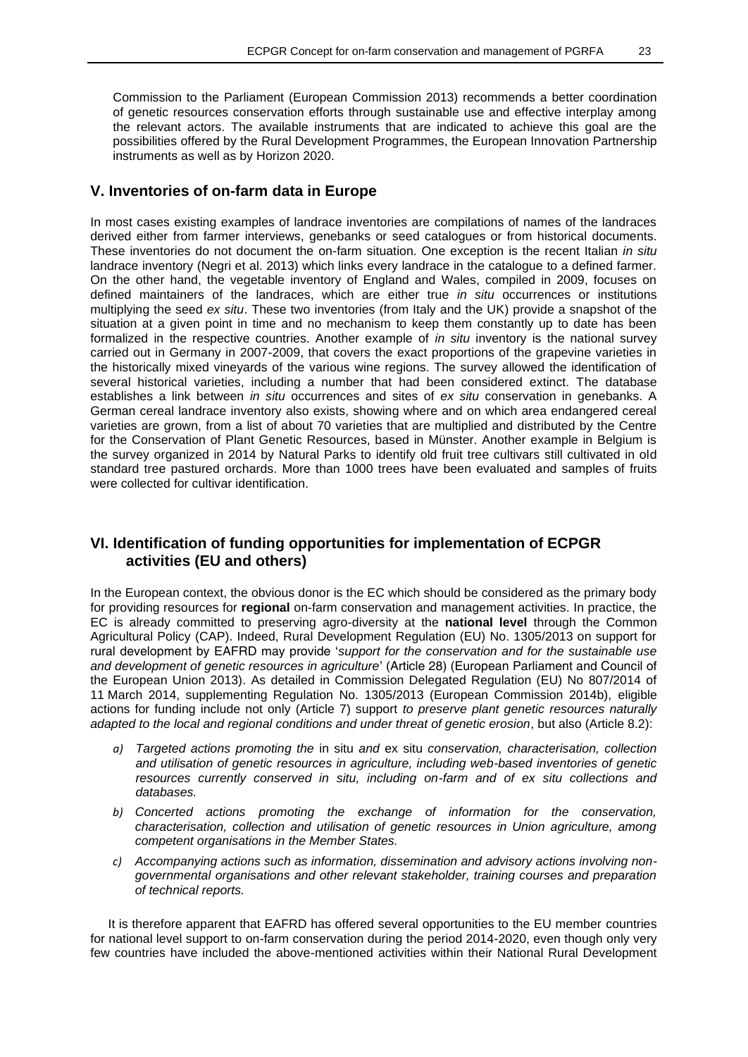Commission to the Parliament (European Commission 2013) recommends a better coordination of genetic resources conservation efforts through sustainable use and effective interplay among the relevant actors. The available instruments that are indicated to achieve this goal are the possibilities offered by the Rural Development Programmes, the European Innovation Partnership instruments as well as by Horizon 2020.

## V. Inventories of on-farm data in Europe

In most cases existing examples of landrace inventories are compilations of names of the landraces derived either from farmer interviews, genebanks or seed catalogues or from historical documents. These inventories do not document the on-farm situation. One exception is the recent Italian *in situ* landrace inventory (Negri et al. 2013) which links every landrace in the catalogue to a defined farmer. On the other hand, the vegetable inventory of England and Wales, compiled in 2009, focuses on defined maintainers of the landraces, which are either true *in situ* occurrences or institutions multiplying the seed *ex situ*. These two inventories (from Italy and the UK) provide a snapshot of the situation at a given point in time and no mechanism to keep them constantly up to date has been formalized in the respective countries. Another example of *in situ* inventory is the national survey carried out in Germany in 2007-2009, that covers the exact proportions of the grapevine varieties in the historically mixed vineyards of the various wine regions. The survey allowed the identification of several historical varieties, including a number that had been considered extinct. The database establishes a link between *in situ* occurrences and sites of *ex situ* conservation in genebanks. A German cereal landrace inventory also exists, showing where and on which area endangered cereal varieties are grown, from a list of about 70 varieties that are multiplied and distributed by the Centre for the Conservation of Plant Genetic Resources, based in Münster. Another example in Belgium is the survey organized in 2014 by Natural Parks to identify old fruit tree cultivars still cultivated in old standard tree pastured orchards. More than 1000 trees have been evaluated and samples of fruits were collected for cultivar identification.

## VI. Identification of funding opportunities for implementation of ECPGR activities (EU and others)

In the European context, the obvious donor is the EC which should be considered as the primary body for providing resources for **regional** on-farm conservation and management activities. In practice, the EC is already committed to preserving agro-diversity at the **national level** through the Common Agricultural Policy (CAP). Indeed, Rural Development Regulation (EU) No. 1305/2013 on support for rural development by EAFRD may provide '*support for the conservation and for the sustainable use and development of genetic resources in agriculture*' (Article 28) (European Parliament and Council of the European Union 2013). As detailed in Commission Delegated Regulation (EU) No 807/2014 of 11 March 2014, supplementing Regulation No. 1305/2013 (European Commission 2014b), eligible actions for funding include not only (Article 7) support *to preserve plant genetic resources naturally adapted to the local and regional conditions and under threat of genetic erosion*, but also (Article 8.2):

*a) Targeted actions promoting the* in situ *and* ex situ *conservation, characterisation, collection and utilisation of genetic resources in agriculture, including web-based inventories of genetic resources currently conserved in situ, including on-farm and of ex situ collections and databases.*

*b) Concerted actions promoting the exchange of information for the conservation, characterisation, collection and utilisation of genetic resources in Union agriculture, among competent organisations in the Member States.*

*c) Accompanying actions such as information, dissemination and advisory actions involving non-governmental organisations and other relevant stakeholder, training courses and preparation of technical reports.*

It is therefore apparent that EAFRD has offered several opportunities to the EU member countries for national level support to on-farm conservation during the period 2014-2020, even though only very few countries have included the above-mentioned activities within their National Rural Development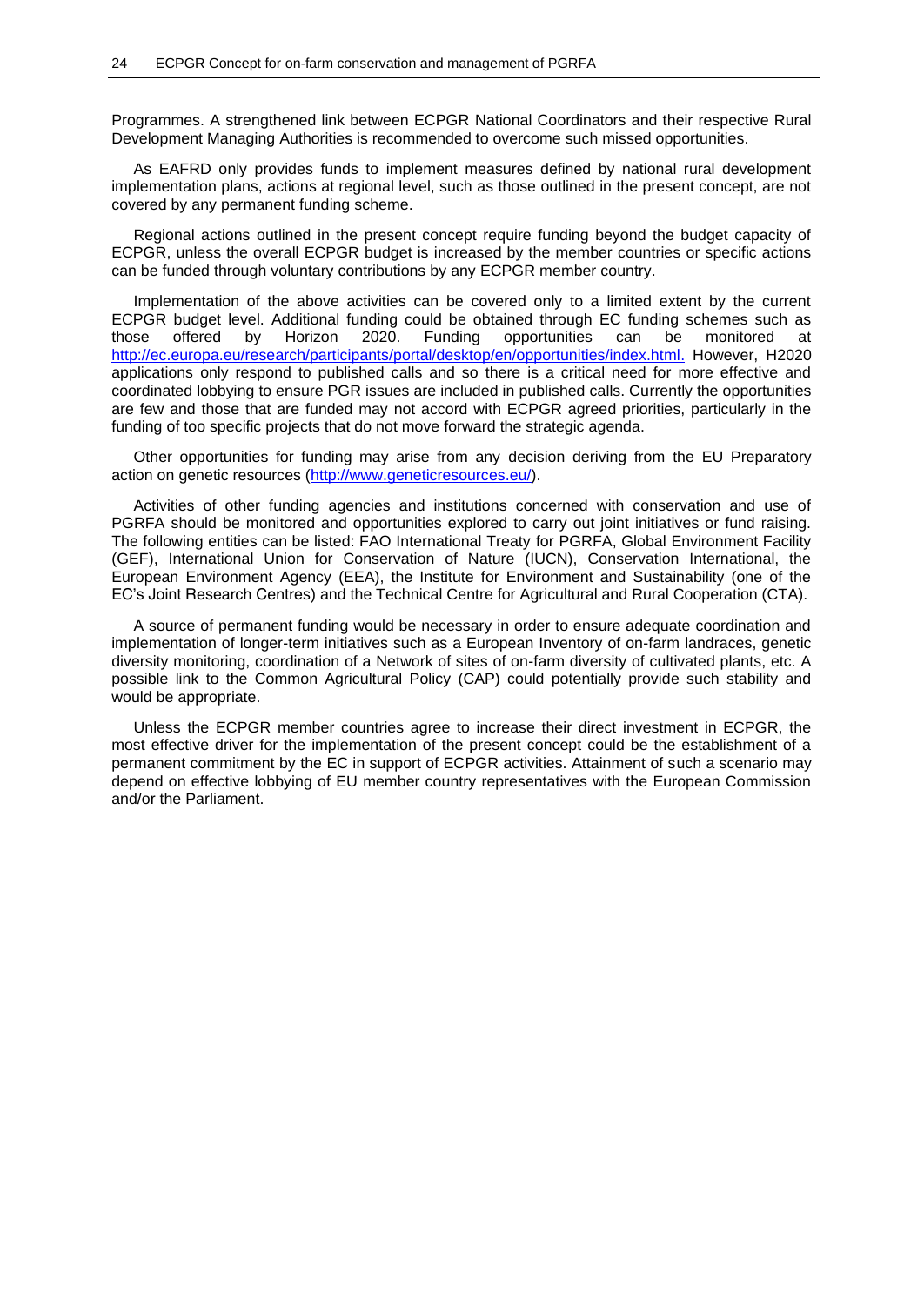Programmes. A strengthened link between ECPGR National Coordinators and their respective Rural Development Managing Authorities is recommended to overcome such missed opportunities.

As EAFRD only provides funds to implement measures defined by national rural development implementation plans, actions at regional level, such as those outlined in the present concept, are not covered by any permanent funding scheme.

Regional actions outlined in the present concept require funding beyond the budget capacity of ECPGR, unless the overall ECPGR budget is increased by the member countries or specific actions can be funded through voluntary contributions by any ECPGR member country.

Implementation of the above activities can be covered only to a limited extent by the current ECPGR budget level. Additional funding could be obtained through EC funding schemes such as those offered by Horizon 2020. Funding opportunities can be monitored at http://ec.europa.eu/research/participants/portal/desktop/en/opportunities/index.html. However, H2020 applications only respond to published calls and so there is a critical need for more effective and coordinated lobbying to ensure PGR issues are included in published calls. Currently the opportunities are few and those that are funded may not accord with ECPGR agreed priorities, particularly in the funding of too specific projects that do not move forward the strategic agenda.

Other opportunities for funding may arise from any decision deriving from the EU Preparatory action on genetic resources (http://www.geneticresources.eu/).

Activities of other funding agencies and institutions concerned with conservation and use of PGRFA should be monitored and opportunities explored to carry out joint initiatives or fund raising. The following entities can be listed: FAO International Treaty for PGRFA, Global Environment Facility (GEF), International Union for Conservation of Nature (IUCN), Conservation International, the European Environment Agency (EEA), the Institute for Environment and Sustainability (one of the EC's Joint Research Centres) and the Technical Centre for Agricultural and Rural Cooperation (CTA).

A source of permanent funding would be necessary in order to ensure adequate coordination and implementation of longer-term initiatives such as a European Inventory of on-farm landraces, genetic diversity monitoring, coordination of a Network of sites of on-farm diversity of cultivated plants, etc. A possible link to the Common Agricultural Policy (CAP) could potentially provide such stability and would be appropriate.

Unless the ECPGR member countries agree to increase their direct investment in ECPGR, the most effective driver for the implementation of the present concept could be the establishment of a permanent commitment by the EC in support of ECPGR activities. Attainment of such a scenario may depend on effective lobbying of EU member country representatives with the European Commission and/or the Parliament.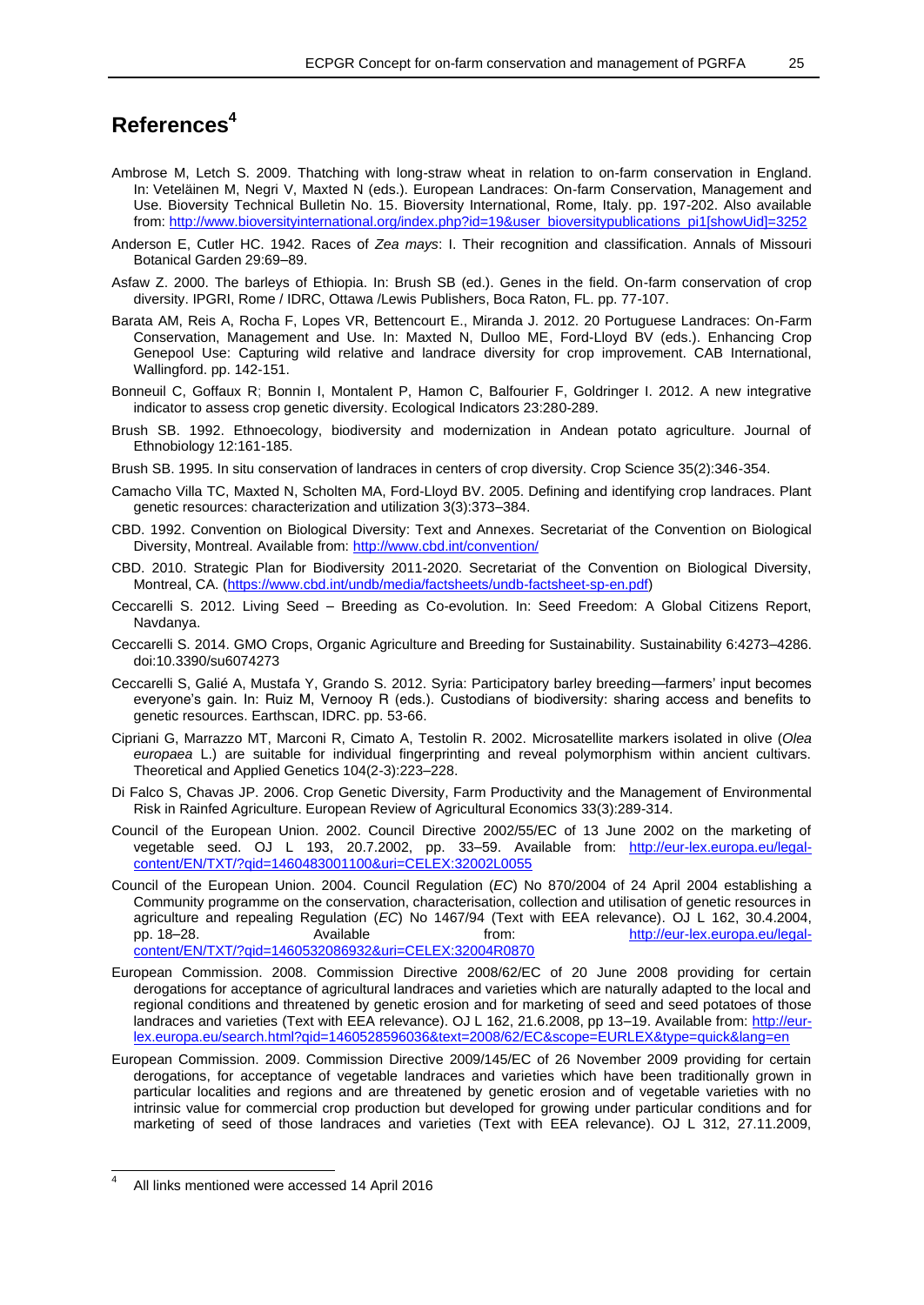# References[4]

Ambrose M, Letch S. 2009. Thatching with long-straw wheat in relation to on-farm conservation in England. In: Veteläinen M, Negri V, Maxted N (eds.). European Landraces: On-farm Conservation, Management and Use. Bioversity Technical Bulletin No. 15. Bioversity International, Rome, Italy. pp. 197-202. Also available from: http://www.bioversityinternational.org/index.php?id=19&user_bioversitypublications_pi1[showUid]=3252

Anderson E, Cutler HC. 1942. Races of *Zea mays*: I. Their recognition and classification. Annals of Missouri Botanical Garden 29:69–89.

Asfaw Z. 2000. The barleys of Ethiopia. In: Brush SB (ed.). Genes in the field. On-farm conservation of crop diversity. IPGRI, Rome / IDRC, Ottawa /Lewis Publishers, Boca Raton, FL. pp. 77-107.

Barata AM, Reis A, Rocha F, Lopes VR, Bettencourt E., Miranda J. 2012. 20 Portuguese Landraces: On-Farm Conservation, Management and Use. In: Maxted N, Dulloo ME, Ford-Lloyd BV (eds.). Enhancing Crop Genepool Use: Capturing wild relative and landrace diversity for crop improvement. CAB International, Wallingford. pp. 142-151.

Bonneuil C, Goffaux R; Bonnin I, Montalent P, Hamon C, Balfourier F, Goldringer I. 2012. A new integrative indicator to assess crop genetic diversity. Ecological Indicators 23:280-289.

Brush SB. 1992. Ethnoecology, biodiversity and modernization in Andean potato agriculture. Journal of Ethnobiology 12:161-185.

Brush SB. 1995. In situ conservation of landraces in centers of crop diversity. Crop Science 35(2):346-354.

Camacho Villa TC, Maxted N, Scholten MA, Ford-Lloyd BV. 2005. Defining and identifying crop landraces. Plant genetic resources: characterization and utilization 3(3):373–384.

CBD. 1992. Convention on Biological Diversity: Text and Annexes. Secretariat of the Convention on Biological Diversity, Montreal. Available from: http://www.cbd.int/convention/

CBD. 2010. Strategic Plan for Biodiversity 2011-2020. Secretariat of the Convention on Biological Diversity, Montreal, CA. (https://www.cbd.int/undb/media/factsheets/undb-factsheet-sp-en.pdf)

Ceccarelli S. 2012. Living Seed – Breeding as Co-evolution. In: Seed Freedom: A Global Citizens Report, Navdanya.

Ceccarelli S. 2014. GMO Crops, Organic Agriculture and Breeding for Sustainability. Sustainability 6:4273–4286. doi:10.3390/su6074273

Ceccarelli S, Galié A, Mustafa Y, Grando S. 2012. Syria: Participatory barley breeding—farmers' input becomes everyone's gain. In: Ruiz M, Vernooy R (eds.). Custodians of biodiversity: sharing access and benefits to genetic resources. Earthscan, IDRC. pp. 53-66.

Cipriani G, Marrazzo MT, Marconi R, Cimato A, Testolin R. 2002. Microsatellite markers isolated in olive (*Olea europaea* L.) are suitable for individual fingerprinting and reveal polymorphism within ancient cultivars. Theoretical and Applied Genetics 104(2-3):223–228.

Di Falco S, Chavas JP. 2006. Crop Genetic Diversity, Farm Productivity and the Management of Environmental Risk in Rainfed Agriculture. European Review of Agricultural Economics 33(3):289-314.

Council of the European Union. 2002. Council Directive 2002/55/EC of 13 June 2002 on the marketing of vegetable seed. OJ L 193, 20.7.2002, pp. 33–59. Available from: http://eur-lex.europa.eu/legal-content/EN/TXT/?qid=1460483001100&uri=CELEX:32002L0055

Council of the European Union. 2004. Council Regulation (*EC*) No 870/2004 of 24 April 2004 establishing a Community programme on the conservation, characterisation, collection and utilisation of genetic resources in agriculture and repealing Regulation (*EC*) No 1467/94 (Text with EEA relevance). OJ L 162, 30.4.2004, pp. 18–28. Available from: http://eur-lex.europa.eu/legal-content/EN/TXT/?qid=1460532086932&uri=CELEX:32004R0870

European Commission. 2008. Commission Directive 2008/62/EC of 20 June 2008 providing for certain derogations for acceptance of agricultural landraces and varieties which are naturally adapted to the local and regional conditions and threatened by genetic erosion and for marketing of seed and seed potatoes of those landraces and varieties (Text with EEA relevance). OJ L 162, 21.6.2008, pp 13–19. Available from: http://eur-lex.europa.eu/search.html?qid=1460528596036&text=2008/62/EC&scope=EURLEX&type=quick&lang=en

European Commission. 2009. Commission Directive 2009/145/EC of 26 November 2009 providing for certain derogations, for acceptance of vegetable landraces and varieties which have been traditionally grown in particular localities and regions and are threatened by genetic erosion and of vegetable varieties with no intrinsic value for commercial crop production but developed for growing under particular conditions and for marketing of seed of those landraces and varieties (Text with EEA relevance). OJ L 312, 27.11.2009,

[4] All links mentioned were accessed 14 April 2016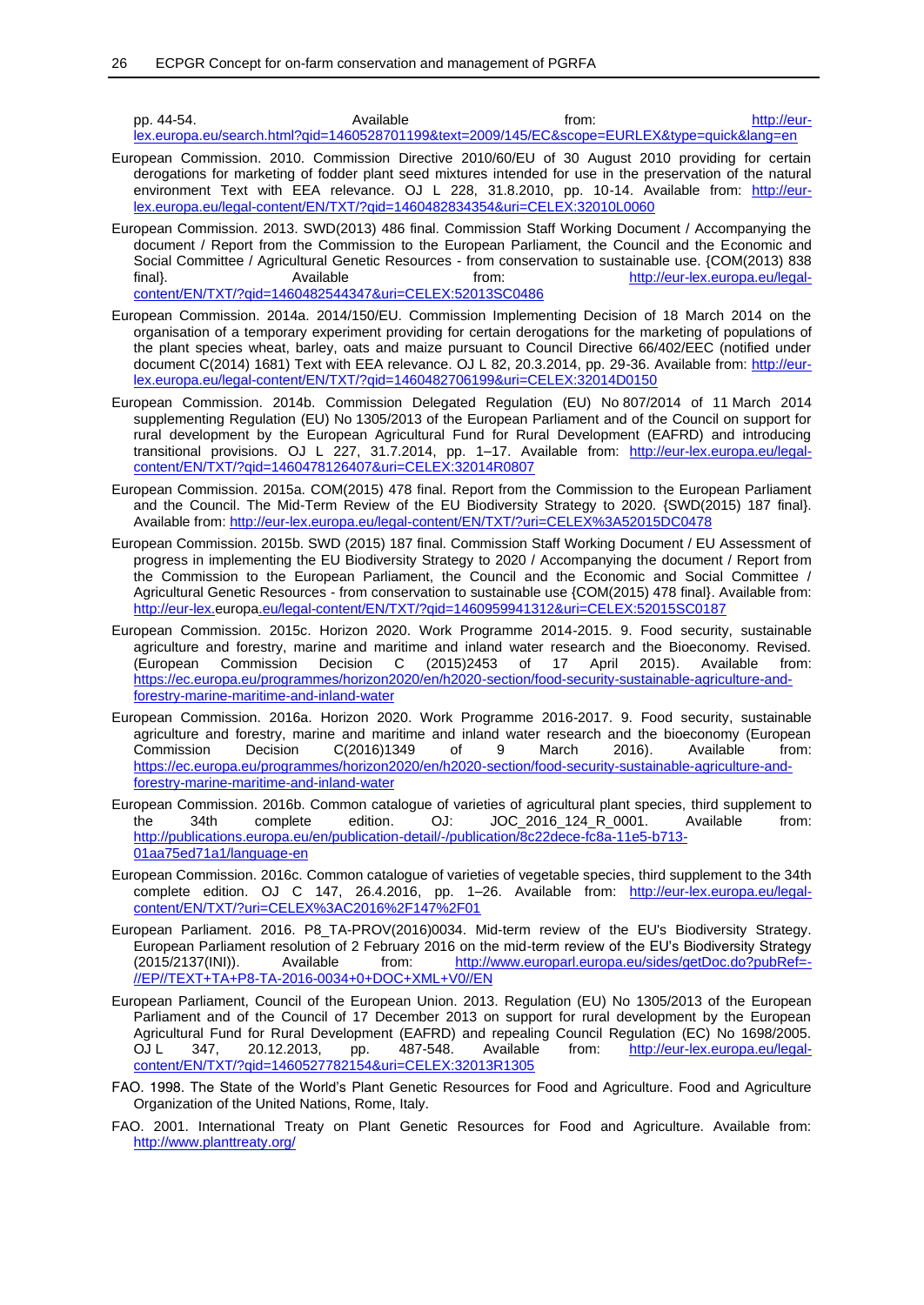pp. 44-54. Available from: http://eur-lex.europa.eu/search.html?qid=1460528701199&text=2009/145/EC&scope=EURLEX&type=quick&lang=en

European Commission. 2010. Commission Directive 2010/60/EU of 30 August 2010 providing for certain derogations for marketing of fodder plant seed mixtures intended for use in the preservation of the natural environment Text with EEA relevance. OJ L 228, 31.8.2010, pp. 10-14. Available from: http://eur-lex.europa.eu/legal-content/EN/TXT/?qid=1460482834354&uri=CELEX:32010L0060

European Commission. 2013. SWD(2013) 486 final. Commission Staff Working Document / Accompanying the document / Report from the Commission to the European Parliament, the Council and the Economic and Social Committee / Agricultural Genetic Resources - from conservation to sustainable use. {COM(2013) 838 final}. Available from: http://eur-lex.europa.eu/legal-content/EN/TXT/?qid=1460482544347&uri=CELEX:52013SC0486

European Commission. 2014a. 2014/150/EU. Commission Implementing Decision of 18 March 2014 on the organisation of a temporary experiment providing for certain derogations for the marketing of populations of the plant species wheat, barley, oats and maize pursuant to Council Directive 66/402/EEC (notified under document C(2014) 1681) Text with EEA relevance. OJ L 82, 20.3.2014, pp. 29-36. Available from: http://eur-lex.europa.eu/legal-content/EN/TXT/?qid=1460482706199&uri=CELEX:32014D0150

European Commission. 2014b. Commission Delegated Regulation (EU) No 807/2014 of 11 March 2014 supplementing Regulation (EU) No 1305/2013 of the European Parliament and of the Council on support for rural development by the European Agricultural Fund for Rural Development (EAFRD) and introducing transitional provisions. OJ L 227, 31.7.2014, pp. 1–17. Available from: http://eur-lex.europa.eu/legal-content/EN/TXT/?qid=1460478126407&uri=CELEX:32014R0807

European Commission. 2015a. COM(2015) 478 final. Report from the Commission to the European Parliament and the Council. The Mid-Term Review of the EU Biodiversity Strategy to 2020. {SWD(2015) 187 final}. Available from: http://eur-lex.europa.eu/legal-content/EN/TXT/?uri=CELEX%3A52015DC0478

European Commission. 2015b. SWD (2015) 187 final. Commission Staff Working Document / EU Assessment of progress in implementing the EU Biodiversity Strategy to 2020 / Accompanying the document / Report from the Commission to the European Parliament, the Council and the Economic and Social Committee / Agricultural Genetic Resources - from conservation to sustainable use {COM(2015) 478 final}. Available from: http://eur-lex.europa.eu/legal-content/EN/TXT/?qid=1460959941312&uri=CELEX:52015SC0187

European Commission. 2015c. Horizon 2020. Work Programme 2014-2015. 9. Food security, sustainable agriculture and forestry, marine and maritime and inland water research and the Bioeconomy. Revised. (European Commission Decision C (2015)2453 of 17 April 2015). Available from: https://ec.europa.eu/programmes/horizon2020/en/h2020-section/food-security-sustainable-agriculture-and-forestry-marine-maritime-and-inland-water

European Commission. 2016a. Horizon 2020. Work Programme 2016-2017. 9. Food security, sustainable agriculture and forestry, marine and maritime and inland water research and the bioeconomy (European Commission Decision C(2016)1349 of 9 March 2016). Available from: https://ec.europa.eu/programmes/horizon2020/en/h2020-section/food-security-sustainable-agriculture-and-forestry-marine-maritime-and-inland-water

European Commission. 2016b. Common catalogue of varieties of agricultural plant species, third supplement to the 34th complete edition. OJ: JOC_2016_124_R_0001. Available from: http://publications.europa.eu/en/publication-detail/-/publication/8c22dece-fc8a-11e5-b713-01aa75ed71a1/language-en

European Commission. 2016c. Common catalogue of varieties of vegetable species, third supplement to the 34th complete edition. OJ C 147, 26.4.2016, pp. 1–26. Available from: http://eur-lex.europa.eu/legal-content/EN/TXT/?uri=CELEX%3AC2016%2F147%2F01

European Parliament. 2016. P8_TA-PROV(2016)0034. Mid-term review of the EU's Biodiversity Strategy. European Parliament resolution of 2 February 2016 on the mid-term review of the EU's Biodiversity Strategy (2015/2137(INI)). Available from: http://www.europarl.europa.eu/sides/getDoc.do?pubRef=-//EP//TEXT+TA+P8-TA-2016-0034+0+DOC+XML+V0//EN

European Parliament, Council of the European Union. 2013. Regulation (EU) No 1305/2013 of the European Parliament and of the Council of 17 December 2013 on support for rural development by the European Agricultural Fund for Rural Development (EAFRD) and repealing Council Regulation (EC) No 1698/2005. OJ L 347, 20.12.2013, pp. 487-548. Available from: http://eur-lex.europa.eu/legal-content/EN/TXT/?qid=1460527782154&uri=CELEX:32013R1305

FAO. 1998. The State of the World's Plant Genetic Resources for Food and Agriculture. Food and Agriculture Organization of the United Nations, Rome, Italy.

FAO. 2001. International Treaty on Plant Genetic Resources for Food and Agriculture. Available from: http://www.planttreaty.org/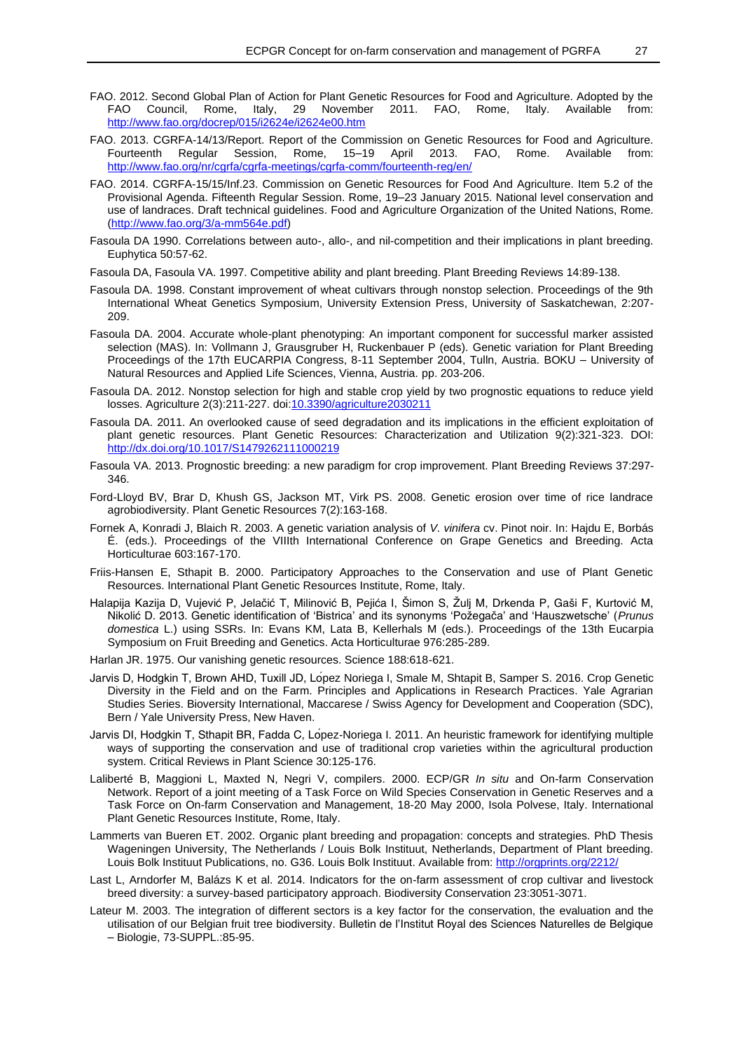FAO. 2012. Second Global Plan of Action for Plant Genetic Resources for Food and Agriculture. Adopted by the FAO Council, Rome, Italy, 29 November 2011. FAO, Rome, Italy. Available from: http://www.fao.org/docrep/015/i2624e/i2624e00.htm

FAO. 2013. CGRFA-14/13/Report. Report of the Commission on Genetic Resources for Food and Agriculture. Fourteenth Regular Session, Rome, 15–19 April 2013. FAO, Rome. Available from: http://www.fao.org/nr/cgrfa/cgrfa-meetings/cgrfa-comm/fourteenth-reg/en/

FAO. 2014. CGRFA-15/15/Inf.23. Commission on Genetic Resources for Food And Agriculture. Item 5.2 of the Provisional Agenda. Fifteenth Regular Session. Rome, 19–23 January 2015. National level conservation and use of landraces. Draft technical guidelines. Food and Agriculture Organization of the United Nations, Rome. (http://www.fao.org/3/a-mm564e.pdf)

Fasoula DA 1990. Correlations between auto-, allo-, and nil-competition and their implications in plant breeding. Euphytica 50:57-62.

Fasoula DA, Fasoula VA. 1997. Competitive ability and plant breeding. Plant Breeding Reviews 14:89-138.

Fasoula DA. 1998. Constant improvement of wheat cultivars through nonstop selection. Proceedings of the 9th International Wheat Genetics Symposium, University Extension Press, University of Saskatchewan, 2:207-209.

Fasoula DA. 2004. Accurate whole-plant phenotyping: An important component for successful marker assisted selection (MAS). In: Vollmann J, Grausgruber H, Ruckenbauer P (eds). Genetic variation for Plant Breeding Proceedings of the 17th EUCARPIA Congress, 8-11 September 2004, Tulln, Austria. BOKU – University of Natural Resources and Applied Life Sciences, Vienna, Austria. pp. 203-206.

Fasoula DA. 2012. Nonstop selection for high and stable crop yield by two prognostic equations to reduce yield losses. Agriculture 2(3):211-227. doi:10.3390/agriculture2030211

Fasoula DA. 2011. An overlooked cause of seed degradation and its implications in the efficient exploitation of plant genetic resources. Plant Genetic Resources: Characterization and Utilization 9(2):321-323. DOI: http://dx.doi.org/10.1017/S1479262111000219

Fasoula VA. 2013. Prognostic breeding: a new paradigm for crop improvement. Plant Breeding Reviews 37:297-346.

Ford-Lloyd BV, Brar D, Khush GS, Jackson MT, Virk PS. 2008. Genetic erosion over time of rice landrace agrobiodiversity. Plant Genetic Resources 7(2):163-168.

Fornek A, Konradi J, Blaich R. 2003. A genetic variation analysis of *V. vinifera* cv. Pinot noir. In: Hajdu E, Borbás É. (eds.). Proceedings of the VIIIth International Conference on Grape Genetics and Breeding. Acta Horticulturae 603:167-170.

Friis-Hansen E, Sthapit B. 2000. Participatory Approaches to the Conservation and use of Plant Genetic Resources. International Plant Genetic Resources Institute, Rome, Italy.

Halapija Kazija D, Vujević P, Jelačić T, Milinović B, Pejića I, Šimon S, Žulj M, Drkenda P, Gaši F, Kurtović M, Nikolić D. 2013. Genetic identification of 'Bistrica' and its synonyms 'Požegača' and 'Hauszwetsche' (*Prunus domestica* L.) using SSRs. In: Evans KM, Lata B, Kellerhals M (eds.). Proceedings of the 13th Eucarpia Symposium on Fruit Breeding and Genetics. Acta Horticulturae 976:285-289.

Harlan JR. 1975. Our vanishing genetic resources. Science 188:618-621.

Jarvis D, Hodgkin T, Brown AHD, Tuxill JD, López Noriega I, Smale M, Shtapit B, Samper S. 2016. Crop Genetic Diversity in the Field and on the Farm. Principles and Applications in Research Practices. Yale Agrarian Studies Series. Bioversity International, Maccarese / Swiss Agency for Development and Cooperation (SDC), Bern / Yale University Press, New Haven.

Jarvis DI, Hodgkin T, Sthapit BR, Fadda C, López-Noriega I. 2011. An heuristic framework for identifying multiple ways of supporting the conservation and use of traditional crop varieties within the agricultural production system. Critical Reviews in Plant Science 30:125-176.

Laliberté B, Maggioni L, Maxted N, Negri V, compilers. 2000. ECP/GR *In situ* and On-farm Conservation Network. Report of a joint meeting of a Task Force on Wild Species Conservation in Genetic Reserves and a Task Force on On-farm Conservation and Management, 18-20 May 2000, Isola Polvese, Italy. International Plant Genetic Resources Institute, Rome, Italy.

Lammerts van Bueren ET. 2002. Organic plant breeding and propagation: concepts and strategies. PhD Thesis Wageningen University, The Netherlands / Louis Bolk Instituut, Netherlands, Department of Plant breeding. Louis Bolk Instituut Publications, no. G36. Louis Bolk Instituut. Available from: http://orgprints.org/2212/

Last L, Arndorfer M, Balázs K et al. 2014. Indicators for the on-farm assessment of crop cultivar and livestock breed diversity: a survey-based participatory approach. Biodiversity Conservation 23:3051-3071.

Lateur M. 2003. The integration of different sectors is a key factor for the conservation, the evaluation and the utilisation of our Belgian fruit tree biodiversity. Bulletin de l'Institut Royal des Sciences Naturelles de Belgique – Biologie, 73-SUPPL.:85-95.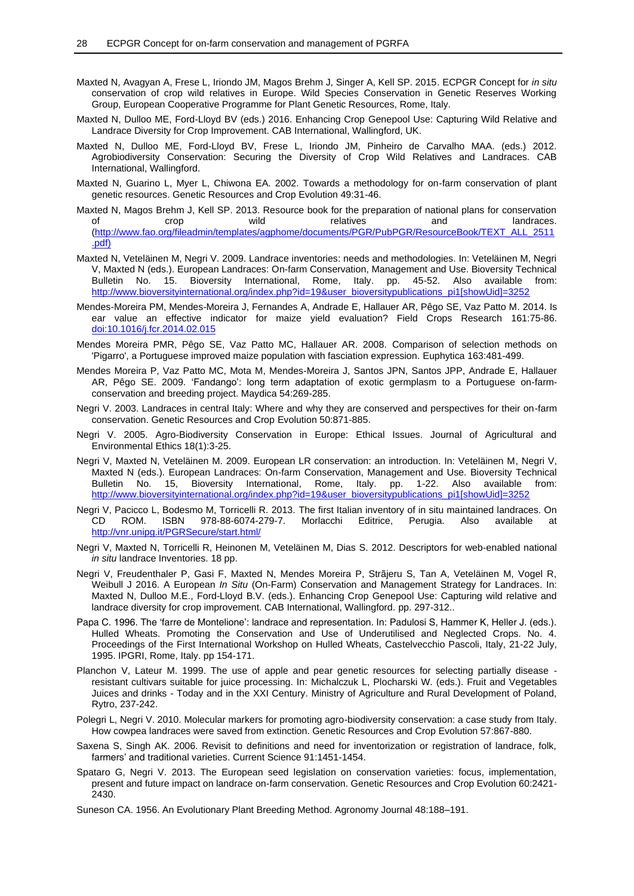Maxted N, Avagyan A, Frese L, Iriondo JM, Magos Brehm J, Singer A, Kell SP. 2015. ECPGR Concept for *in situ* conservation of crop wild relatives in Europe. Wild Species Conservation in Genetic Reserves Working Group, European Cooperative Programme for Plant Genetic Resources, Rome, Italy.

Maxted N, Dulloo ME, Ford-Lloyd BV (eds.) 2016. Enhancing Crop Genepool Use: Capturing Wild Relative and Landrace Diversity for Crop Improvement. CAB International, Wallingford, UK.

Maxted N, Dulloo ME, Ford-Lloyd BV, Frese L, Iriondo JM, Pinheiro de Carvalho MAA. (eds.) 2012. Agrobiodiversity Conservation: Securing the Diversity of Crop Wild Relatives and Landraces. CAB International, Wallingford.

Maxted N, Guarino L, Myer L, Chiwona EA. 2002. Towards a methodology for on-farm conservation of plant genetic resources. Genetic Resources and Crop Evolution 49:31-46.

Maxted N, Magos Brehm J, Kell SP. 2013. Resource book for the preparation of national plans for conservation of crop wild relatives and landraces. (http://www.fao.org/fileadmin/templates/agphome/documents/PGR/PubPGR/ResourceBook/TEXT_ALL_2511.pdf)

Maxted N, Veteläinen M, Negri V. 2009. Landrace inventories: needs and methodologies. In: Veteläinen M, Negri V, Maxted N (eds.). European Landraces: On-farm Conservation, Management and Use. Bioversity Technical Bulletin No. 15. Bioversity International, Rome, Italy. pp. 45-52. Also available from: http://www.bioversityinternational.org/index.php?id=19&user_bioversitypublications_pi1[showUid]=3252

Mendes-Moreira PM, Mendes-Moreira J, Fernandes A, Andrade E, Hallauer AR, Pêgo SE, Vaz Patto M. 2014. Is ear value an effective indicator for maize yield evaluation? Field Crops Research 161:75-86. doi:10.1016/j.fcr.2014.02.015

Mendes Moreira PMR, Pêgo SE, Vaz Patto MC, Hallauer AR. 2008. Comparison of selection methods on 'Pigarro', a Portuguese improved maize population with fasciation expression. Euphytica 163:481-499.

Mendes Moreira P, Vaz Patto MC, Mota M, Mendes-Moreira J, Santos JPN, Santos JPP, Andrade E, Hallauer AR, Pêgo SE. 2009. 'Fandango': long term adaptation of exotic germplasm to a Portuguese on-farm-conservation and breeding project. Maydica 54:269-285.

Negri V. 2003. Landraces in central Italy: Where and why they are conserved and perspectives for their on-farm conservation. Genetic Resources and Crop Evolution 50:871-885.

Negri V. 2005. Agro-Biodiversity Conservation in Europe: Ethical Issues. Journal of Agricultural and Environmental Ethics 18(1):3-25.

Negri V, Maxted N, Veteläinen M. 2009. European LR conservation: an introduction. In: Veteläinen M, Negri V, Maxted N (eds.). European Landraces: On-farm Conservation, Management and Use. Bioversity Technical Bulletin No. 15, Bioversity International, Rome, Italy. pp. 1-22. Also available from: http://www.bioversityinternational.org/index.php?id=19&user_bioversitypublications_pi1[showUid]=3252

Negri V, Pacicco L, Bodesmo M, Torricelli R. 2013. The first Italian inventory of in situ maintained landraces. On CD ROM. ISBN 978-88-6074-279-7. Morlacchi Editrice, Perugia. Also available at http://vnr.unipg.it/PGRSecure/start.html/

Negri V, Maxted N, Torricelli R, Heinonen M, Veteläinen M, Dias S. 2012. Descriptors for web-enabled national *in situ* landrace Inventories. 18 pp.

Negri V, Freudenthaler P, Gasi F, Maxted N, Mendes Moreira P, Străjeru S, Tan A, Veteläinen M, Vogel R, Weibull J 2016. A European *In Situ* (On-Farm) Conservation and Management Strategy for Landraces. In: Maxted N, Dulloo M.E., Ford-Lloyd B.V. (eds.). Enhancing Crop Genepool Use: Capturing wild relative and landrace diversity for crop improvement. CAB International, Wallingford. pp. 297-312..

Papa C. 1996. The 'farre de Montelione': landrace and representation. In: Padulosi S, Hammer K, Heller J. (eds.). Hulled Wheats. Promoting the Conservation and Use of Underutilised and Neglected Crops. No. 4. Proceedings of the First International Workshop on Hulled Wheats, Castelvecchio Pascoli, Italy, 21-22 July, 1995. IPGRI, Rome, Italy. pp 154-171.

Planchon V, Lateur M. 1999. The use of apple and pear genetic resources for selecting partially disease - resistant cultivars suitable for juice processing. In: Michalczuk L, Plocharski W. (eds.). Fruit and Vegetables Juices and drinks - Today and in the XXI Century. Ministry of Agriculture and Rural Development of Poland, Rytro, 237-242.

Polegri L, Negri V. 2010. Molecular markers for promoting agro-biodiversity conservation: a case study from Italy. How cowpea landraces were saved from extinction. Genetic Resources and Crop Evolution 57:867-880.

Saxena S, Singh AK. 2006. Revisit to definitions and need for inventorization or registration of landrace, folk, farmers' and traditional varieties. Current Science 91:1451-1454.

Spataro G, Negri V. 2013. The European seed legislation on conservation varieties: focus, implementation, present and future impact on landrace on-farm conservation. Genetic Resources and Crop Evolution 60:2421-2430.

Suneson CA. 1956. An Evolutionary Plant Breeding Method. Agronomy Journal 48:188–191.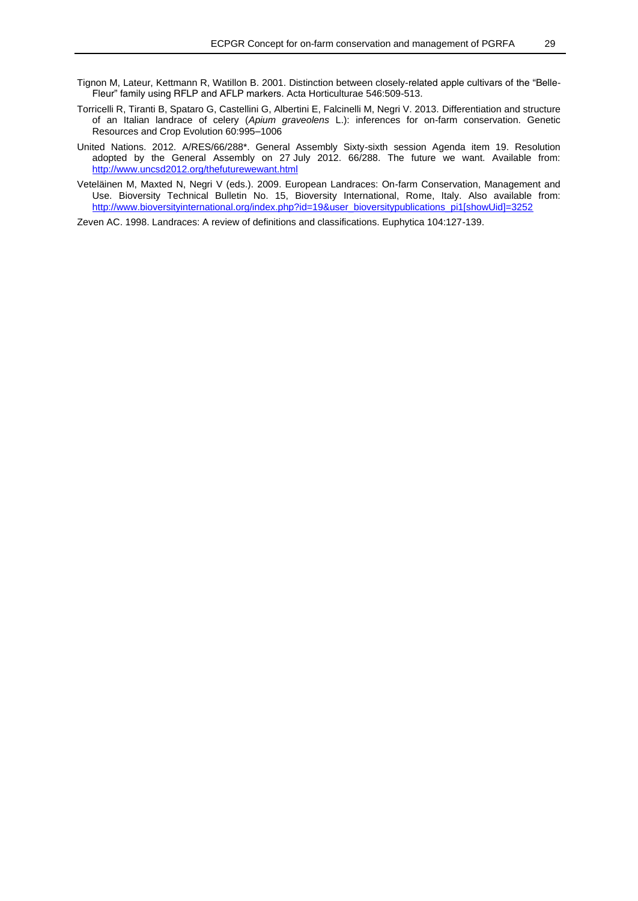Tignon M, Lateur, Kettmann R, Watillon B. 2001. Distinction between closely-related apple cultivars of the "Belle-Fleur" family using RFLP and AFLP markers. Acta Horticulturae 546:509-513.

Torricelli R, Tiranti B, Spataro G, Castellini G, Albertini E, Falcinelli M, Negri V. 2013. Differentiation and structure of an Italian landrace of celery (*Apium graveolens* L.): inferences for on-farm conservation. Genetic Resources and Crop Evolution 60:995–1006

United Nations. 2012. A/RES/66/288*. General Assembly Sixty-sixth session Agenda item 19. Resolution adopted by the General Assembly on 27 July 2012. 66/288. The future we want. Available from: http://www.uncsd2012.org/thefuturewewant.html

Veteläinen M, Maxted N, Negri V (eds.). 2009. European Landraces: On-farm Conservation, Management and Use. Bioversity Technical Bulletin No. 15, Bioversity International, Rome, Italy. Also available from: http://www.bioversityinternational.org/index.php?id=19&user_bioversitypublications_pi1[showUid]=3252

Zeven AC. 1998. Landraces: A review of definitions and classifications. Euphytica 104:127-139.